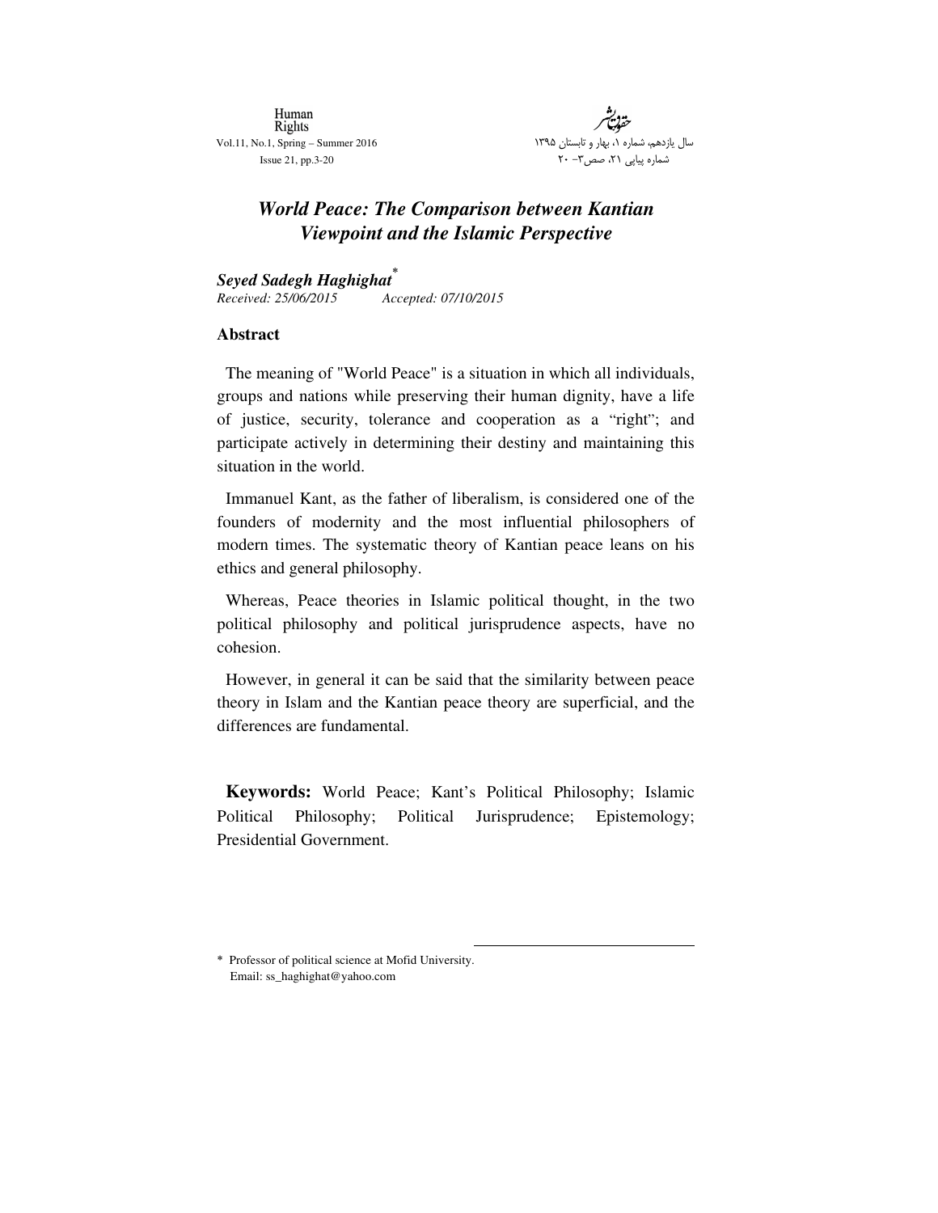# World Peace: The Comparison between Kantian Viewpoint and the Islamic Perspective

***Seyed Sadegh Haghighat*** *

*Received: 25/06/2015 Accepted: 07/10/2015*

## Abstract

The meaning of "World Peace" is a situation in which all individuals, groups and nations while preserving their human dignity, have a life of justice, security, tolerance and cooperation as a "right"; and participate actively in determining their destiny and maintaining this situation in the world.

Immanuel Kant, as the father of liberalism, is considered one of the founders of modernity and the most influential philosophers of modern times. The systematic theory of Kantian peace leans on his ethics and general philosophy.

Whereas, Peace theories in Islamic political thought, in the two political philosophy and political jurisprudence aspects, have no cohesion.

However, in general it can be said that the similarity between peace theory in Islam and the Kantian peace theory are superficial, and the differences are fundamental.

**Keywords:** World Peace; Kant's Political Philosophy; Islamic Political Philosophy; Political Jurisprudence; Epistemology; Presidential Government.

---

\* Professor of political science at Mofid University.
Email: ss_haghighat@yahoo.com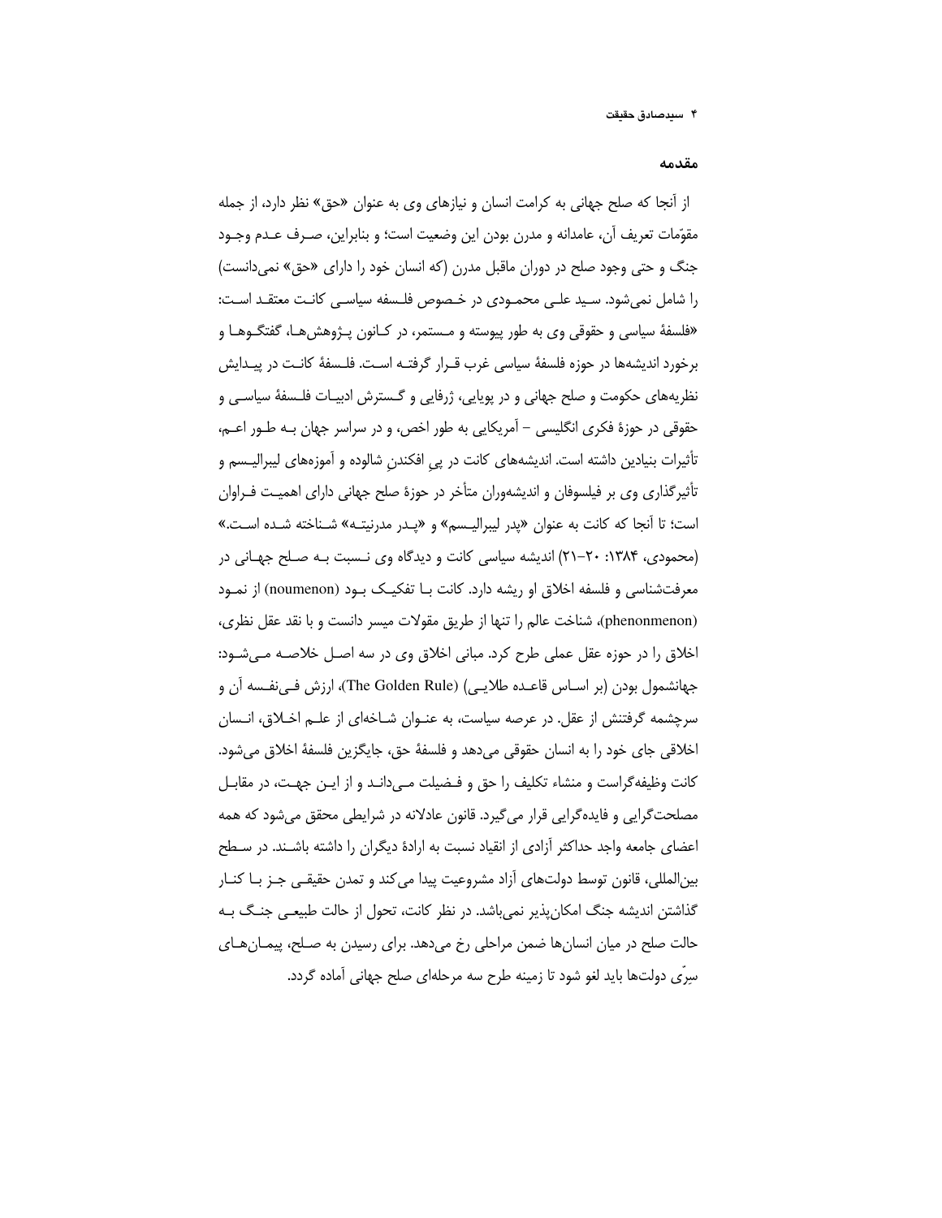## مقدمه

از آنجا که صلح جهانی به کرامت انسان و نیازهای وی به عنوان «حق» نظر دارد، از جمله مقوّمات تعریف آن، عامدانه و مدرن بودن این وضعیت است؛ و بنابراین، صرف عدم وجود جنگ و حتی وجود صلح در دوران ماقبل مدرن (که انسان خود را دارای «حق» نمی‌دانست) را شامل نمی‌شود. سید علی محمودی در خصوص فلسفه سیاسی کانت معتقد است: «فلسفهٔ سیاسی و حقوقی وی به طور پیوسته و مستمر، در کانون پژوهش‌ها، گفتگوها و برخورد اندیشه‌ها در حوزه فلسفهٔ سیاسی غرب قرار گرفته است. فلسفهٔ کانت در پیدایش نظریه‌های حکومت و صلح جهانی و در پویایی، ژرفایی و گسترش ادبیات فلسفهٔ سیاسی و حقوقی در حوزهٔ فکری انگلیسی – آمریکایی به طور اخص، و در سراسر جهان به طور اعم، تأثیرات بنیادین داشته است. اندیشه‌های کانت در پیِ افکندنِ شالوده و آموزه‌های لیبرالیسم و تأثیرگذاری وی بر فیلسوفان و اندیشه‌وران متأخر در حوزهٔ صلح جهانی دارای اهمیت فراوان است؛ تا آنجا که کانت به عنوان «پدر لیبرالیسم» و «پدر مدرنیته» شناخته شده است.» (محمودی، ۱۳۸۴: ۲۰–۲۱) اندیشه سیاسی کانت و دیدگاه وی نسبت به صلح جهانی در معرفت‌شناسی و فلسفه اخلاق او ریشه دارد. کانت با تفکیک بود (noumenon) از نمود (phenonmenon)، شناخت عالم را تنها از طریق مقولات میسر دانست و با نقد عقل نظری، اخلاق را در حوزه عقل عملی طرح کرد. مبانی اخلاق وی در سه اصل خلاصه می‌شود: جهانشمول بودن (بر اساس قاعده طلایی) (The Golden Rule)، ارزش فی‌نفسه آن و سرچشمه گرفتنش از عقل. در عرصه سیاست، به عنوان شاخه‌ای از علم اخلاق، انسان اخلاقی جای خود را به انسان حقوقی می‌دهد و فلسفهٔ حق، جایگزین فلسفهٔ اخلاق می‌شود. کانت وظیفه‌گراست و منشاء تکلیف را حق و فضیلت می‌داند و از این جهت، در مقابل مصلحت‌گرایی و فایده‌گرایی قرار می‌گیرد. قانون عادلانه در شرایطی محقق می‌شود که همه اعضای جامعه واجد حداکثر آزادی از انقیاد نسبت به ارادهٔ دیگران را داشته باشند. در سطح بین‌المللی، قانون توسط دولت‌های آزاد مشروعیت پیدا می‌کند و تمدن حقیقی جز با کنار گذاشتن اندیشه جنگ امکان‌پذیر نمی‌باشد. در نظر کانت، تحول از حالت طبیعی جنگ به حالت صلح در میان انسان‌ها ضمن مراحلی رخ می‌دهد. برای رسیدن به صلح، پیمان‌های سرّی دولت‌ها باید لغو شود تا زمینه طرح سه مرحله‌ای صلح جهانی آماده گردد.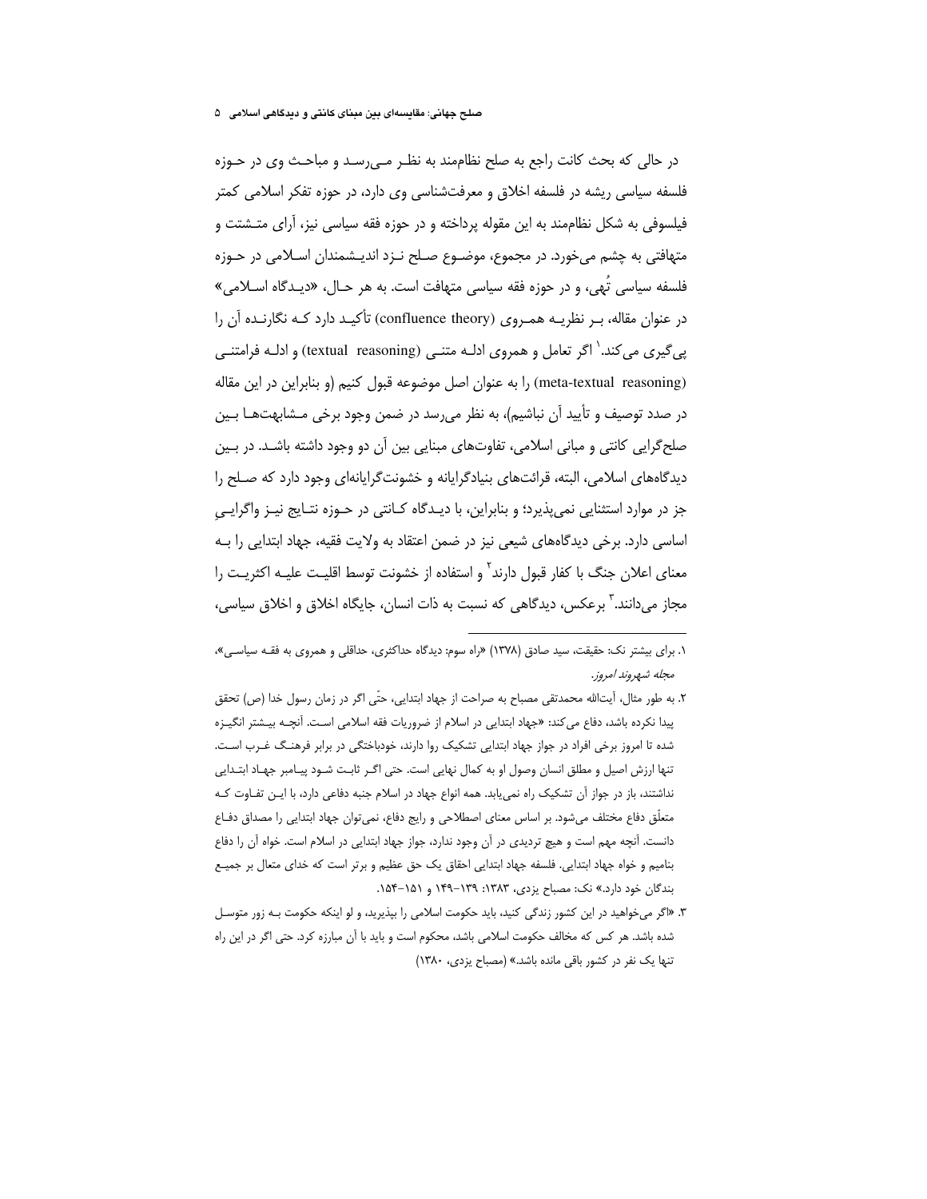در حالی که بحث کانت راجع به صلح نظام‌مند به نظـر مـی‌رسـد و مباحـث وی در حـوزه فلسفه سیاسی ریشه در فلسفه اخلاق و معرفت‌شناسی وی دارد، در حوزه تفکر اسلامی کمتر فیلسوفی به شکل نظام‌مند به این مقوله پرداخته و در حوزه فقه سیاسی نیز، آرای متـشتت و متهافتی به چشم می‌خورد. در مجموع، موضـوع صـلح نـزد اندیـشمندان اسـلامی در حـوزه فلسفه سیاسی تُهی، و در حوزه فقه سیاسی متهافت است. به هر حـال، «دیـدگاه اسـلامی» در عنوان مقاله، بـر نظریـه همـروی (confluence theory) تأکیـد دارد کـه نگارنـده آن را پی‌گیری می‌کند.[1] اگر تعامل و همروی ادلـه متنـی (textual reasoning) و ادلـه فرامتنـی (meta-textual reasoning) را به عنوان اصل موضوعه قبول کنیم (و بنابراین در این مقاله در صدد توصیف و تأیید آن نباشیم)، به نظر می‌رسد در ضمن وجود برخی مـشابهت‌هـا بـین صلح‌گرایی کانتی و مبانی اسلامی، تفاوت‌های مبنایی بین آن دو وجود داشته باشـد. در بـین دیدگاه‌های اسلامی، البته، قرائت‌های بنیادگرایانه و خشونت‌گرایانه‌ای وجود دارد که صـلح را جز در موارد استثنایی نمی‌پذیرد؛ و بنابراین، با دیـدگاه کـانتی در حـوزه نتـایج نیـز واگرایـیِ اساسی دارد. برخی دیدگاه‌های شیعی نیز در ضمن اعتقاد به ولایت فقیه، جهاد ابتدایی را بـه معنای اعلان جنگ با کفار قبول دارند[2] و استفاده از خشونت توسط اقلیـت علیـه اکثریـت را مجاز می‌دانند.[3] برعکس، دیدگاهی که نسبت به ذات انسان، جایگاه اخلاق و اخلاق سیاسی،

---

۱. برای بیشتر نک: حقیقت، سید صادق (۱۳۷۸) «راه سوم: دیدگاه حداکثری، حداقلی و همروی به فقـه سیاسـی»، *مجله شهروند امروز*.

۲. به طور مثال، آیت‌الله محمدتقی مصباح به صراحت از جهاد ابتدایی، حتّی اگر در زمان رسول خدا (ص) تحقق پیدا نکرده باشد، دفاع می‌کند: «جهاد ابتدایی در اسلام از ضروریات فقه اسلامی اسـت. آنچـه بیـشتر انگیـزه شده تا امروز برخی افراد در جواز جهاد ابتدایی تشکیک روا دارند، خودباختگی در برابر فرهنـگ غـرب اسـت. تنها ارزش اصیل و مطلق انسان وصول او به کمال نهایی است. حتی اگـر ثابـت شـود پیـامبر جهـاد ابتـدایی نداشتند، باز در جواز آن تشکیک راه نمی‌یابد. همه انواع جهاد در اسلام جنبه دفاعی دارد، با ایـن تفـاوت کـه متعلّق دفاع مختلف می‌شود. بر اساس معنای اصطلاحی و رایج دفاع، نمی‌توان جهاد ابتدایی را مصداق دفـاع دانست. آنچه مهم است و هیچ تردیدی در آن وجود ندارد، جواز جهاد ابتدایی در اسلام است. خواه آن را دفاع بنامیم و خواه جهاد ابتدایی. فلسفه جهاد ابتدایی احقاق یک حق عظیم و برتر است که خدای متعال بر جمیـع بندگان خود دارد.» نک: مصباح یزدی، ۱۳۸۳: ۱۳۹-۱۴۹ و ۱۵۱-۱۵۴.

۳. «اگر می‌خواهید در این کشور زندگی کنید، باید حکومت اسلامی را بپذیرید، و لو اینکه حکومت بـه زور متوسـل شده باشد. هر کس که مخالف حکومت اسلامی باشد، محکوم است و باید با آن مبارزه کرد. حتی اگر در این راه تنها یک نفر در کشور باقی مانده باشد.» (مصباح یزدی، ۱۳۸۰)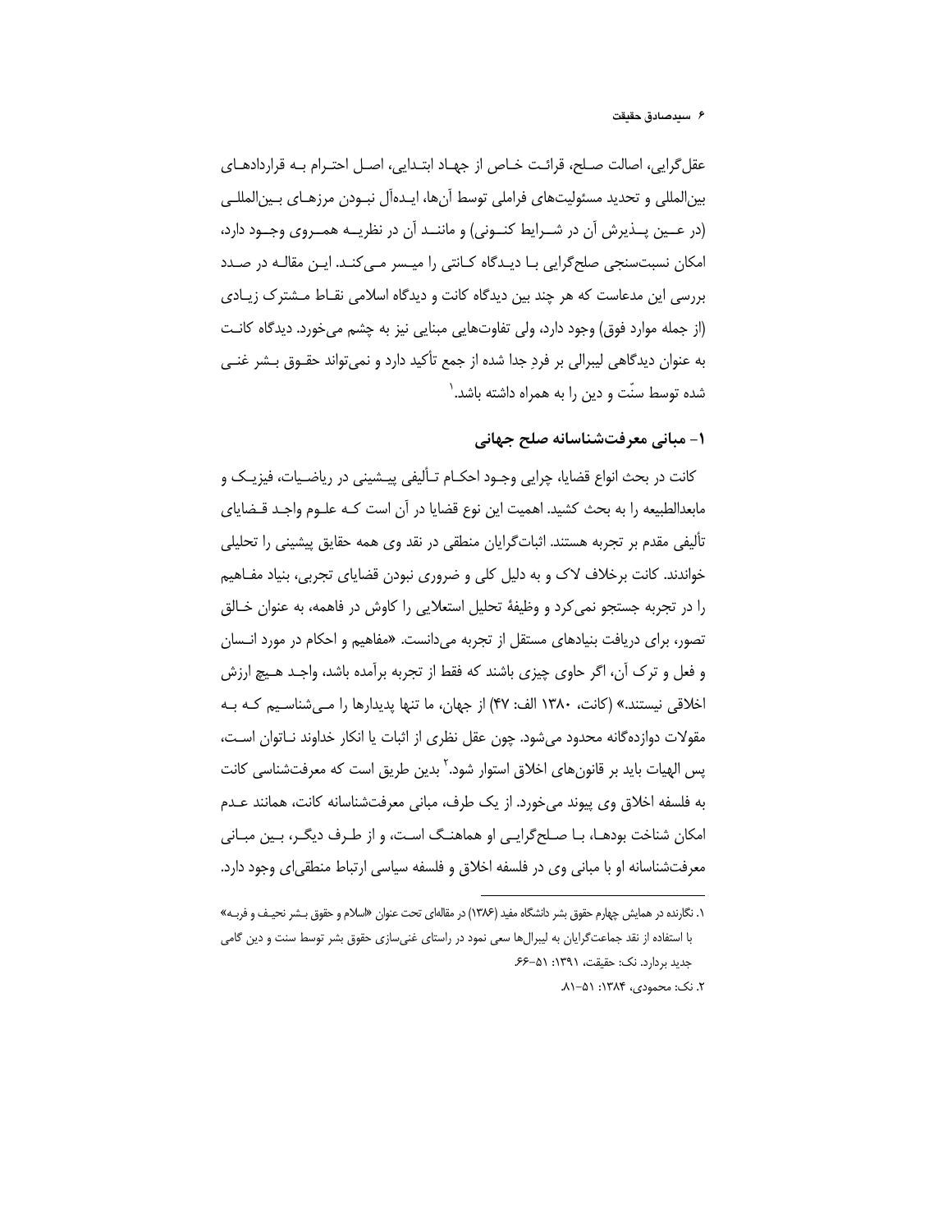عقل‌گرایی، اصالت صلح، قرائت خاص از جهاد ابتدایی، اصل احترام به قراردادهای بین‌المللی و تحدید مسئولیت‌های فراملی توسط آن‌ها، ایده‌آل نبودن مرزهای بین‌المللی (در عین پذیرش آن در شرایط کنونی) و مانند آن در نظریه همروی وجود دارد، امکان نسبت‌سنجی صلح‌گرایی با دیدگاه کانتی را میسر می‌کند. این مقاله در صدد بررسی این مدعاست که هر چند بین دیدگاه کانت و دیدگاه اسلامی نقاط مشترک زیادی (از جمله موارد فوق) وجود دارد، ولی تفاوت‌هایی مبنایی نیز به چشم می‌خورد. دیدگاه کانت به عنوان دیدگاهی لیبرالی بر فردِ جدا شده از جمع تأکید دارد و نمی‌تواند حقوق بشر غنی شده توسط سنّت و دین را به همراه داشته باشد.[1]

## ۱- مبانی معرفت‌شناسانه صلح جهانی

کانت در بحث انواع قضایا، چرایی وجود احکام تألیفی پیشینی در ریاضیات، فیزیک و مابعدالطبیعه را به بحث کشید. اهمیت این نوع قضایا در آن است که علوم واجد قضایای تألیفی مقدم بر تجربه هستند. اثبات‌گرایان منطقی در نقد وی همه حقایق پیشینی را تحلیلی خواندند. کانت برخلاف لاک و به دلیل کلی و ضروری نبودن قضایای تجربی، بنیاد مفاهیم را در تجربه جستجو نمی‌کرد و وظیفهٔ تحلیل استعلایی را کاوش در فاهمه، به عنوان خالق تصور، برای دریافت بنیادهای مستقل از تجربه می‌دانست. «مفاهیم و احکام در مورد انسان و فعل و ترک آن، اگر حاوی چیزی باشند که فقط از تجربه برآمده باشد، واجد هیچ ارزش اخلاقی نیستند.» (کانت، ۱۳۸۰ الف: ۴۷) از جهان، ما تنها پدیدارها را می‌شناسیم که به مقولات دوازده‌گانه محدود می‌شود. چون عقل نظری از اثبات یا انکار خداوند ناتوان است، پس الهیات باید بر قانون‌های اخلاق استوار شود.[2] بدین طریق است که معرفت‌شناسی کانت به فلسفه اخلاق وی پیوند می‌خورد. از یک طرف، مبانی معرفت‌شناسانه کانت، همانند عدم امکان شناخت بودها، با صلح‌گرایی او هماهنگ است، و از طرف دیگر، بین مبانی معرفت‌شناسانه او و با مبانی وی در فلسفه اخلاق و فلسفه سیاسی ارتباط منطقی‌ای وجود دارد.

---

۱. نگارنده در همایش چهارم حقوق بشر دانشگاه مفید (۱۳۸۶) در مقاله‌ای تحت عنوان «اسلام و حقوق بشر نحیف و فربه» با استفاده از نقد جماعت‌گرایان به لیبرال‌ها سعی نمود در راستای غنی‌سازی حقوق بشر توسط سنت و دین گامی جدید بردارد. نک: حقیقت، ۱۳۹۱: ۵۱-۶۶.

۲. نک: محمودی، ۱۳۸۴: ۵۱-۸۱.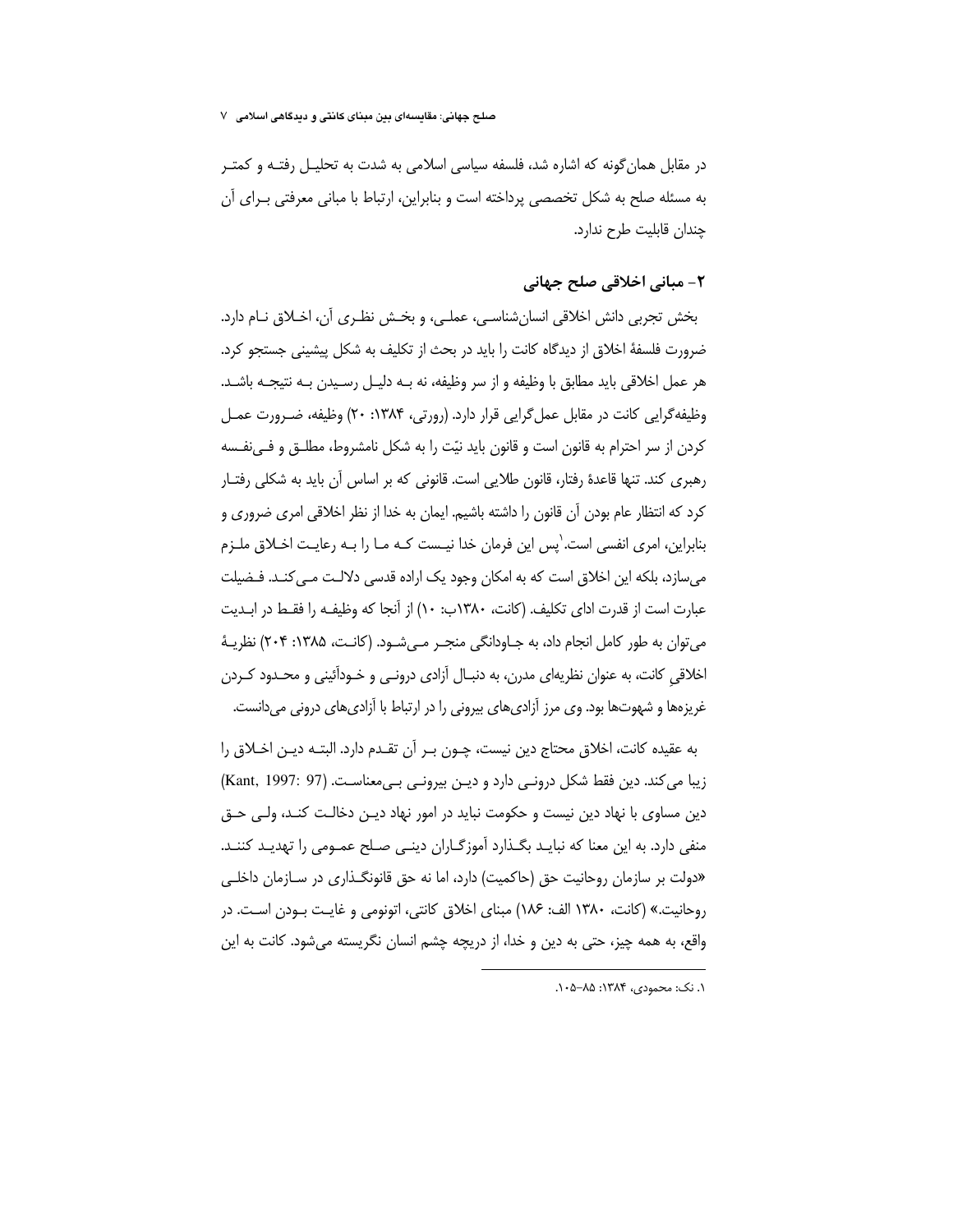در مقابل همان‌گونه که اشاره شد، فلسفه سیاسی اسلامی به شدت به تحلیل رفته و کمتر به مسئله صلح به شکل تخصصی پرداخته است و بنابراین، ارتباط با مبانی معرفتی برای آن چندان قابلیت طرح ندارد.

## ۲- مبانی اخلاقی صلح جهانی

بخش تجربی دانش اخلاقی انسان‌شناسی، عملی، و بخش نظری آن، اخلاق نام دارد. ضرورت فلسفهٔ اخلاق از دیدگاه کانت را باید در بحث از تکلیف به شکل پیشینی جستجو کرد. هر عمل اخلاقی باید مطابق با وظیفه و از سر وظیفه، نه به دلیل رسیدن به نتیجه باشد. وظیفه‌گرایی کانت در مقابل عمل‌گرایی قرار دارد. (رورتی، ۱۳۸۴: ۲۰) وظیفه، ضرورت عمل کردن از سر احترام به قانون است و قانون باید نیّت را به شکل نامشروط، مطلق و فی‌نفسه رهبری کند. تنها قاعدهٔ رفتار، قانون طلایی است. قانونی که بر اساس آن باید به شکلی رفتار کرد که انتظار عام بودن آن قانون را داشته باشیم. ایمان به خدا از نظر اخلاقی امری ضروری و بنابراین، امری انفسی است.[1] پس این فرمان خدا نیست که ما را به رعایت اخلاق ملزم می‌سازد، بلکه این اخلاق است که به امکان وجود یک اراده قدسی دلالت می‌کند. فضیلت عبارت است از قدرت ادای تکلیف. (کانت، ۱۳۸۰ب: ۱۰) از آنجا که وظیفه را فقط در ابدیت می‌توان به طور کامل انجام داد، به جاودانگی منجر می‌شود. (کانت، ۱۳۸۵: ۲۰۴) نظریهٔ اخلاقیِ کانت، به عنوان نظریه‌ای مدرن، به دنبال آزادی درونی و خودآئینی و محدود کردن غریزه‌ها و شهوت‌ها بود. وی مرز آزادی‌های بیرونی را در ارتباط با آزادی‌های درونی می‌دانست.

به عقیده کانت، اخلاق محتاج دین نیست، چون بر آن تقدم دارد. البته دین اخلاق را زیبا می‌کند. دین فقط شکل درونی دارد و دین بیرونی بی‌معناست. (Kant, 1997: 97) دین مساوی با نهاد دین نیست و حکومت نباید در امور نهاد دین دخالت کند، ولی حق منفی دارد. به این معنا که نباید بگذارد آموزگاران دینی صلح عمومی را تهدید کنند. «دولت بر سازمان روحانیت حق (حاکمیت) دارد، اما نه حق قانونگذاری در سازمان داخلی روحانیت.» (کانت، ۱۳۸۰ الف: ۱۸۶) مبنای اخلاق کانتی، اتونومی و غایت بودن است. در واقع، به همه چیز، حتی به دین و خدا، از دریچه چشم انسان نگریسته می‌شود. کانت به این

---

۱. نک: محمودی، ۱۳۸۴: ۸۵–۱۰۵.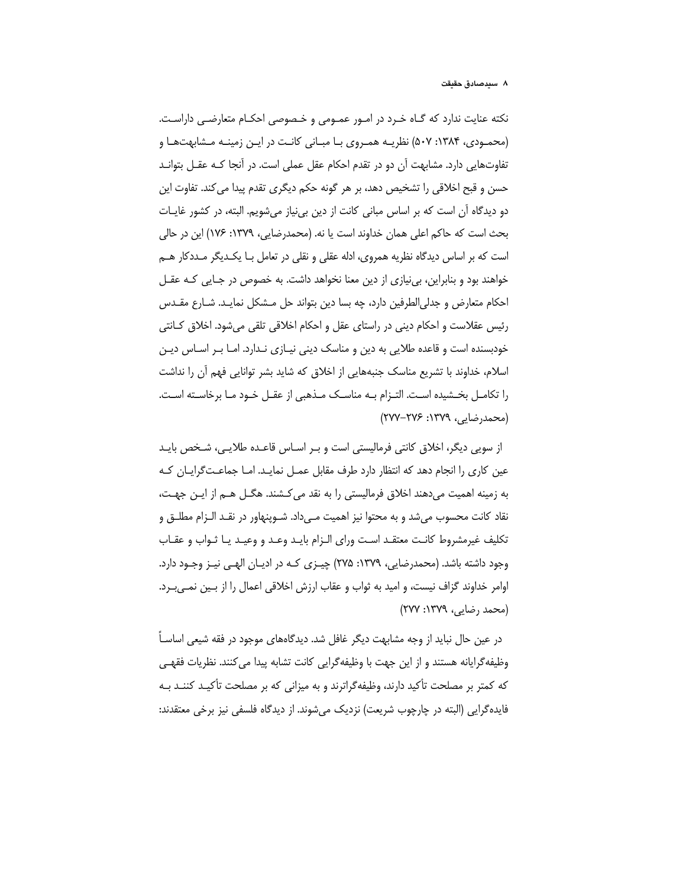نکته عنایت ندارد که گـاه خـرد در امـور عمـومی و خـصوصی احکـام متعارضـی داراسـت. (محمـودی، ۱۳۸۴: ۵۰۷) نظریـه همـروی بـا مبـانی کانـت در ایـن زمینـه مـشابهت‌هـا و تفاوت‌هایی دارد. مشابهت آن دو در تقدم احکام عقل عملی است. در آنجا کـه عقـل بتوانـد حسن و قبح اخلاقی را تشخیص دهد، بر هر گونه حکم دیگری تقدم پیدا می‌کند. تفاوت این دو دیدگاه آن است که بر اساس مبانی کانت از دین بی‌نیاز می‌شویم. البته، در کشور غایـات بحث است که حاکم اعلی همان خداوند است یا نه. (محمدرضایی، ۱۳۷۹: ۱۷۶) این در حالی است که بر اساس دیدگاه نظریه همروی، ادله عقلی و نقلی در تعامل بـا یکـدیگر مـددکار هـم خواهند بود و بنابراین، بی‌نیازی از دین معنا نخواهد داشت. به خصوص در جـایی کـه عقـل احکام متعارض و جدلی‌الطرفین دارد، چه بسا دین بتواند حل مـشکل نمایـد. شـارع مقـدس رئیس عقلاست و احکام دینی در راستای عقل و احکام اخلاقی تلقی می‌شود. اخلاق کـانتی خودبسنده است و قاعده طلایی به دین و مناسک دینی نیـازی نـدارد. امـا بـر اسـاس دیـن اسلام، خداوند با تشریع مناسک جنبه‌هایی از اخلاق که شاید بشر توانایی فهم آن را نداشت را تکامـل بخـشیده اسـت. التـزام بـه مناسـک مـذهبی از عقـل خـود مـا برخاسـته اسـت. (محمدرضایی، ۱۳۷۹: ۲۷۶–۲۷۷)

از سویی دیگر، اخلاق کانتی فرمالیستی است و بـر اسـاس قاعـده طلایـی، شـخص بایـد عین کاری را انجام دهد که انتظار دارد طرف مقابل عمـل نمایـد. امـا جماعـت‌گرایـان کـه به زمینه اهمیت می‌دهند اخلاق فرمالیستی را به نقد می‌کـشند. هگـل هـم از ایـن جهـت، نقاد کانت محسوب می‌شد و به محتوا نیز اهمیت مـی‌داد. شـوپنهاور در نقـد الـزام مطلـق و تکلیف غیرمشروط کانـت معتقـد اسـت ورای الـزام بایـد وعـد و وعیـد یـا ثـواب و عقـاب وجود داشته باشد. (محمدرضایی، ۱۳۷۹: ۲۷۵) چیـزی کـه در ادیـان الهـی نیـز وجـود دارد. اوامر خداوند گزاف نیست، و امید به ثواب و عقاب ارزش اخلاقی اعمال را از بـین نمـی‌بـرد. (محمد رضایی، ۱۳۷۹: ۲۷۷)

در عین حال نباید از وجه مشابهت دیگر غافل شد. دیدگاه‌های موجود در فقه شیعی اساساً وظیفه‌گرایانه هستند و از این جهت با وظیفه‌گرایی کانت تشابه پیدا می‌کنند. نظریات فقهـی که کمتر بر مصلحت تأکید دارند، وظیفه‌گراترند و به میزانی که بر مصلحت تأکیـد کننـد بـه فایده‌گرایی (البته در چارچوب شریعت) نزدیک می‌شوند. از دیدگاه فلسفی نیز برخی معتقدند: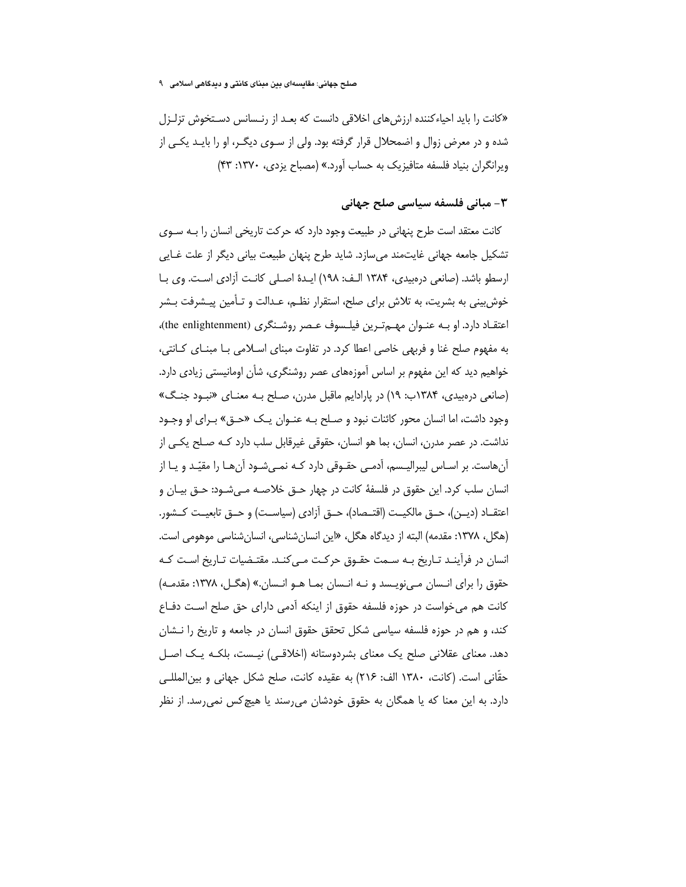«کانت را باید احیاءکننده ارزش‌های اخلاقی دانست که بعد از رنسانس دستخوش تزلزل شده و در معرض زوال و اضمحلال قرار گرفته بود. ولی از سوی دیگر، او را باید یکی از ویرانگران بنیاد فلسفه متافیزیک به حساب آورد.» (مصباح یزدی، ۱۳۷۰: ۴۳)

## ۳- مبانی فلسفه سیاسی صلح جهانی

کانت معتقد است طرح پنهانی در طبیعت وجود دارد که حرکت تاریخی انسان را به سوی تشکیل جامعه جهانی غایتمند می‌سازد. شاید طرح پنهان طبیعت بیانی دیگر از علت غایی ارسطو باشد. (صانعی دره‌بیدی، ۱۳۸۴ الف: ۱۹۸) ایدهٔ اصلی کانت آزادی است. وی با خوش‌بینی به بشریت، به تلاش برای صلح، استقرار نظم، عدالت و تأمین پیشرفت بشر اعتقاد دارد. او به عنوان مهم‌ترین فیلسوف عصر روشنگری (the enlightenment)، به مفهوم صلح غنا و فربهی خاصی اعطا کرد. در تفاوت مبنای اسلامی با مبنای کانتی، خواهیم دید که این مفهوم بر اساس آموزه‌های عصر روشنگری، شأن اومانیستی زیادی دارد. (صانعی دره‌بیدی، ۱۳۸۴ب: ۱۹) در پارادایم ماقبل مدرن، صلح به معنای «نبود جنگ» وجود داشت، اما انسان محور کائنات نبود و صلح به عنوان یک «حق» برای او وجود نداشت. در عصر مدرن، انسان، بما هو انسان، حقوقی غیرقابل سلب دارد که صلح یکی از آن‌هاست. بر اساس لیبرالیسم، آدمی حقوقی دارد که نمی‌شود آن‌ها را مقیّد و یا از انسان سلب کرد. این حقوق در فلسفهٔ کانت در چهار حق خلاصه می‌شود: حق بیان و اعتقاد (دین)، حق مالکیت (اقتصاد)، حق آزادی (سیاست) و حق تابعیت کشور. (هگل، ۱۳۷۸: مقدمه) البته از دیدگاه هگل، «این انسان‌شناسی، انسان‌شناسی موهومی است. انسان در فرآیند تاریخ به سمت حقوق حرکت می‌کند. مقتضیات تاریخ است که حقوق را برای انسان می‌نویسد و نه انسان بما هو انسان.» (هگل، ۱۳۷۸: مقدمه) کانت هم می‌خواست در حوزه فلسفه حقوق از اینکه آدمی دارای حق صلح است دفاع کند، و هم در حوزه فلسفه سیاسی شکل تحقق حقوق انسان در جامعه و تاریخ را نشان دهد. معنای عقلانی صلح یک معنای بشردوستانه (اخلاقی) نیست، بلکه یک اصل حقّانی است. (کانت، ۱۳۸۰ الف: ۲۱۶) به عقیده کانت، صلح شکل جهانی و بین‌المللی دارد. به این معنا که یا همگان به حقوق خودشان می‌رسند یا هیچ‌کس نمی‌رسد. از نظر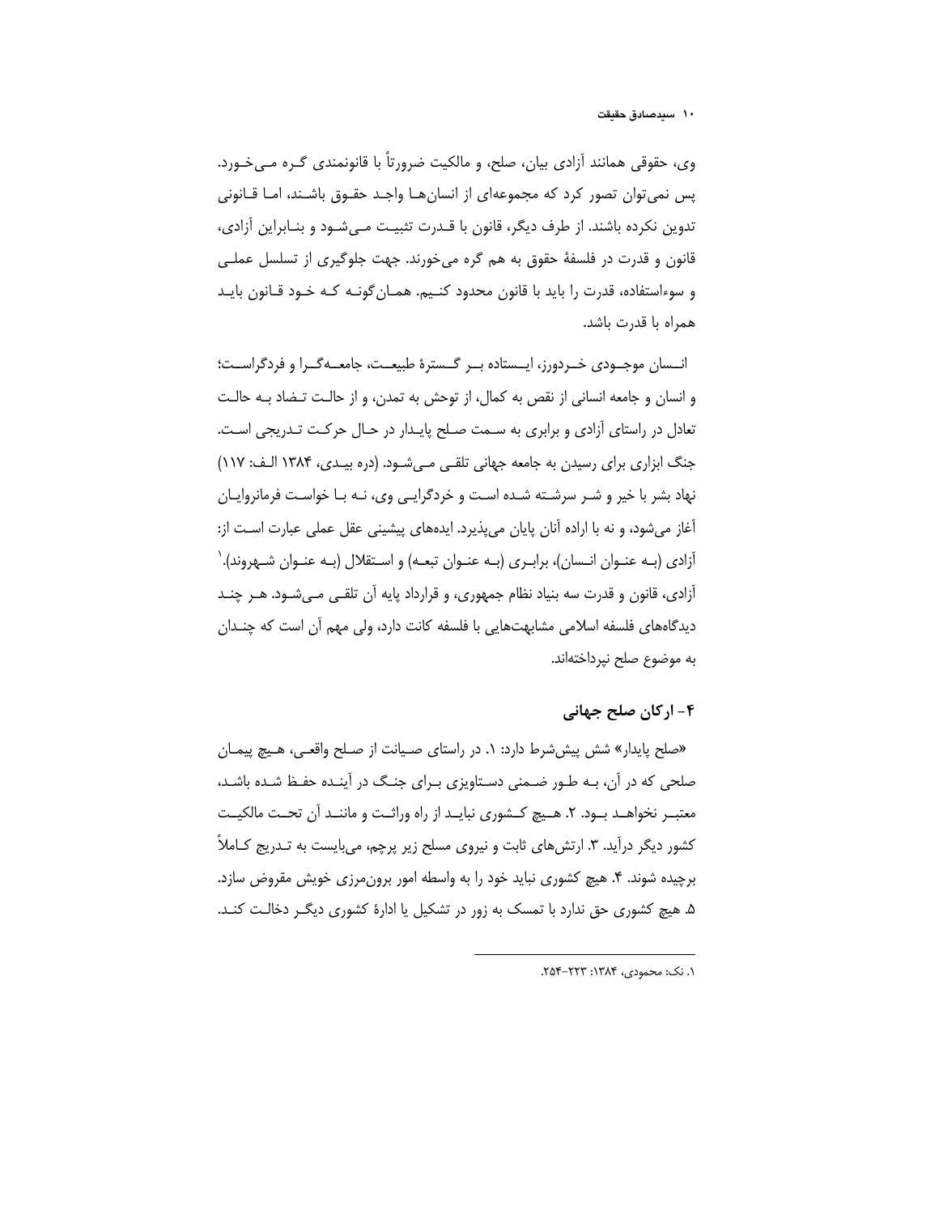وی، حقوقی همانند آزادی بیان، صلح، و مالکیت ضرورتاً با قانونمندی گره می‌خورد. پس نمی‌توان تصور کرد که مجموعه‌ای از انسان‌ها واجد حقوق باشند، اما قانونی تدوین نکرده باشند. از طرف دیگر، قانون با قدرت تثبیت می‌شود و بنابراین آزادی، قانون و قدرت در فلسفهٔ حقوق به هم گره می‌خورند. جهت جلوگیری از تسلسل عملی و سوءاستفاده، قدرت را باید با قانون محدود کنیم. همان‌گونه که خود قانون باید همراه با قدرت باشد.

انسان موجودی خردورز، ایستاده بر گسترهٔ طبیعت، جامعه‌گرا و فردگراست؛ و انسان و جامعه انسانی از نقص به کمال، از توحش به تمدن، و از حالت تضاد به حالت تعادل در راستای آزادی و برابری به سمت صلح پایدار در حال حرکت تدریجی است. جنگ ابزاری برای رسیدن به جامعه جهانی تلقی می‌شود. (دره بیدی، ۱۳۸۴ الف: ۱۱۷) نهاد بشر با خیر و شر سرشته شده است و خردگرایی وی، نه با خواست فرمانروایان آغاز می‌شود، و نه با اراده آنان پایان می‌پذیرد. ایده‌های پیشینی عقل عملی عبارت است از: آزادی (به عنوان انسان)، برابری (به عنوان تبعه) و استقلال (به عنوان شهروند).[1] آزادی، قانون و قدرت سه بنیاد نظام جمهوری، و قرارداد پایه آن تلقی می‌شود. هر چند دیدگاه‌های فلسفه اسلامی مشابهت‌هایی با فلسفه کانت دارد، ولی مهم آن است که چندان به موضوع صلح نپرداخته‌اند.

## ۴- ارکان صلح جهانی

«صلح پایدار» شش پیش‌شرط دارد: ۱. در راستای صیانت از صلح واقعی، هیچ پیمان صلحی که در آن، به طور ضمنی دستاویزی برای جنگ در آینده حفظ شده باشد، معتبر نخواهد بود. ۲. هیچ کشوری نباید از راه وراثت و مانند آن تحت مالکیت کشور دیگر درآید. ۳. ارتش‌های ثابت و نیروی مسلح زیر پرچم، می‌بایست به تدریج کاملاً برچیده شوند. ۴. هیچ کشوری نباید خود را به واسطه امور برون‌مرزی خویش مقروض سازد. ۵. هیچ کشوری حق ندارد با تمسک به زور در تشکیل یا ادارهٔ کشوری دیگر دخالت کند.

---

۱. نک: محمودی، ۱۳۸۴: ۲۲۳-۲۵۴.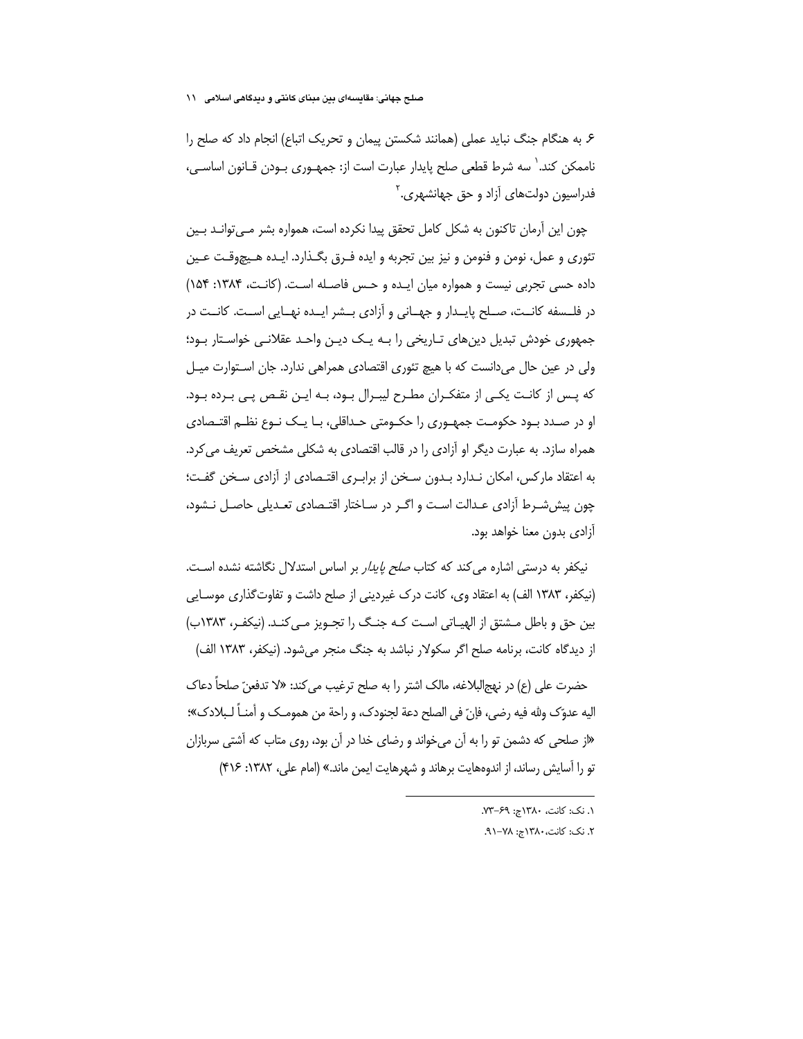۶. به هنگام جنگ نباید عملی (همانند شکستن پیمان و تحریک اتباع) انجام داد که صلح را ناممکن کند.[1] سه شرط قطعی صلح پایدار عبارت است از: جمهوری بودن قانون اساسی، فدراسیون دولت‌های آزاد و حق جهانشهری.[2]

چون این آرمان تاکنون به شکل کامل تحقق پیدا نکرده است، همواره بشر می‌تواند بین تئوری و عمل، نومن و فنومن و نیز بین تجربه و ایده فرق بگذارد. ایده هیچ‌وقت عین داده حسی تجربی نیست و همواره میان ایده و حس فاصله است. (کانت، ۱۳۸۴: ۱۵۴) در فلسفه کانت، صلح پایدار و جهانی و آزادی بشر ایده نهایی است. کانت در جمهوری خودش تبدیل دین‌های تاریخی را به یک دین واحد عقلانی خواستار بود؛ ولی در عین حال می‌دانست که با هیچ تئوری اقتصادی همراهی ندارد. جان استوارت میل که پس از کانت یکی از متفکران مطرح لیبرال بود، به این نقص پی برده بود. او در صدد بود حکومت جمهوری را حکومتی حداقلی، با یک نوع نظم اقتصادی همراه سازد. به عبارت دیگر او آزادی را در قالب اقتصادی به شکلی مشخص تعریف می‌کرد. به اعتقاد مارکس، امکان ندارد بدون سخن از برابری اقتصادی از آزادی سخن گفت؛ چون پیش‌شرط آزادی عدالت است و اگر در ساختار اقتصادی تعدیلی حاصل نشود، آزادی بدون معنا خواهد بود.

نیکفر به درستی اشاره می‌کند که کتاب *صلح پایدار* بر اساس استدلال نگاشته نشده است. (نیکفر، ۱۳۸۳ الف) به اعتقاد وی، کانت درک غیردینی از صلح داشت و تفاوت‌گذاری موسایی بین حق و باطل مشتق از الهیاتی است که جنگ را تجویز می‌کند. (نیکفر، ۱۳۸۳ب) از دیدگاه کانت، برنامه صلح اگر سکولار نباشد به جنگ منجر می‌شود. (نیکفر، ۱۳۸۳ الف)

حضرت علی (ع) در نهج‌البلاغه، مالک اشتر را به صلح ترغیب می‌کند: «لا تدفعنّ صلحاً دعاک الیه عدوّک ولله فیه رضی، فإنّ فی الصلح دعة لجنودک، و راحة من هوموک و أمناً لبلادک»؛ «از صلحی که دشمن تو را به آن می‌خواند و رضای خدا در آن بود، روی متاب که آشتی سربازان تو را آسایش رساند، از اندوه‌هایت برهاند و شهرهایت ایمن ماند.» (امام علی، ۱۳۸۲: ۴۱۶)

---

۱. نک: کانت، ۱۳۸۰ج: ۶۹-۷۳.

۲. نک: کانت،۱۳۸۰ج: ۷۸-۹۱.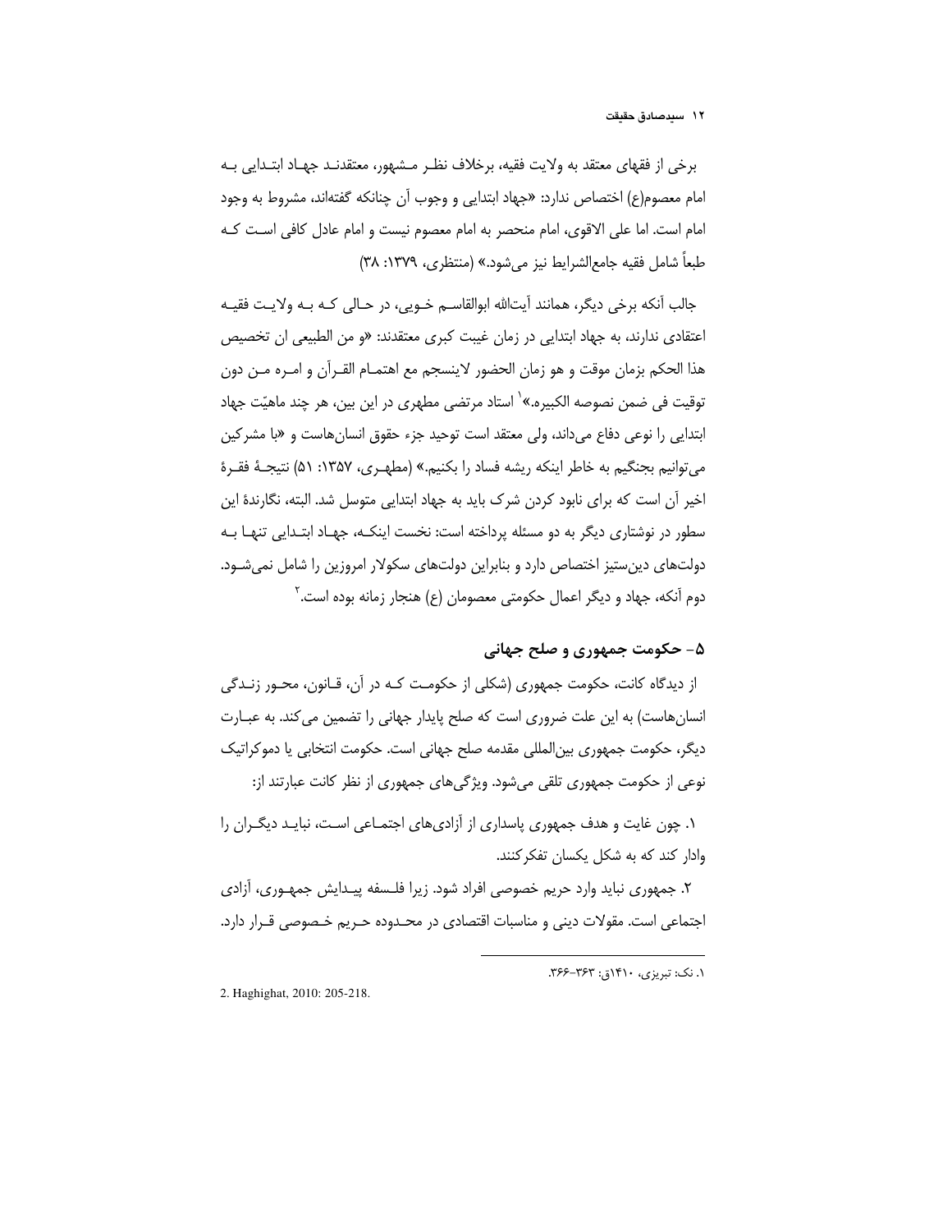برخی از فقهای معتقد به ولایت فقیه، برخلاف نظر مشهور، معتقدند جهاد ابتدایی به امام معصوم(ع) اختصاص ندارد: «جهاد ابتدایی و وجوب آن چنانکه گفته‌اند، مشروط به وجود امام است. اما علی الاقوی، امام منحصر به امام معصوم نیست و امام عادل کافی است که طبعاً شامل فقیه جامع‌الشرایط نیز می‌شود.» (منتظری، ۱۳۷۹: ۳۸)

جالب آنکه برخی دیگر، همانند آیت‌الله ابوالقاسم خویی، در حالی که به ولایت فقیه اعتقادی ندارند، به جهاد ابتدایی در زمان غیبت کبری معتقدند: «و من الطبیعی ان تخصیص هذا الحکم بزمان موقت و هو زمان الحضور لاینسجم مع اهتمام القرآن و امره من دون توقیت فی ضمن نصوصه الکبیره.»[1] استاد مرتضی مطهری در این بین، هر چند ماهیّت جهاد ابتدایی را نوعی دفاع می‌داند، ولی معتقد است توحید جزء حقوق انسان‌هاست و «با مشرکین می‌توانیم بجنگیم به خاطر اینکه ریشه فساد را بکنیم.» (مطهری، ۱۳۵۷: ۵۱) نتیجهٔ فقرهٔ اخیر آن است که برای نابود کردن شرک باید به جهاد ابتدایی متوسل شد. البته، نگارندهٔ این سطور در نوشتاری دیگر به دو مسئله پرداخته است: نخست اینکه، جهاد ابتدایی تنها به دولت‌های دین‌ستیز اختصاص دارد و بنابراین دولت‌های سکولار امروزین را شامل نمی‌شود. دوم آنکه، جهاد و دیگر اعمال حکومتی معصومان (ع) هنجار زمانه بوده است.[2]

## ۵- حکومت جمهوری و صلح جهانی

از دیدگاه کانت، حکومت جمهوری (شکلی از حکومت که در آن، قانون، محور زندگی انسان‌هاست) به این علت ضروری است که صلح پایدار جهانی را تضمین می‌کند. به عبارت دیگر، حکومت جمهوری بین‌المللی مقدمه صلح جهانی است. حکومت انتخابی یا دموکراتیک نوعی از حکومت جمهوری تلقی می‌شود. ویژگی‌های جمهوری از نظر کانت عبارتند از:

۱. چون غایت و هدف جمهوری پاسداری از آزادی‌های اجتماعی است، نباید دیگران را وادار کند که به شکل یکسان تفکرکنند.

۲. جمهوری نباید وارد حریم خصوصی افراد شود. زیرا فلسفه پیدایش جمهوری، آزادی اجتماعی است. مقولات دینی و مناسبات اقتصادی در محدوده حریم خصوصی قرار دارد.

---

۱. نک: تبریزی، ۱۴۱۰ق: ۳۶۳-۳۶۶.

2. Haghighat, 2010: 205-218.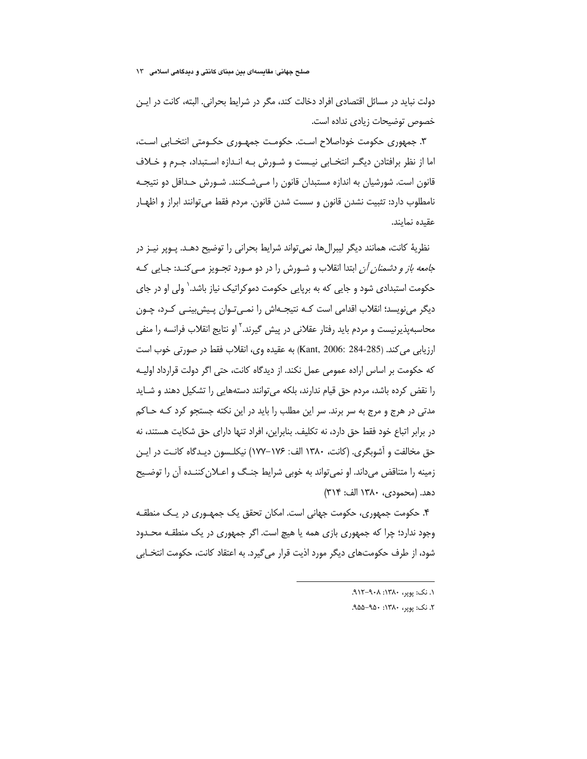دولت نباید در مسائل اقتصادی افراد دخالت کند، مگر در شرایط بحرانی. البته، کانت در این خصوص توضیحات زیادی نداده است.

۳. جمهوری حکومت خوداصلاح است. حکومت جمهوری حکومتی انتخابی است، اما از نظر برافتادن دیگر انتخابی نیست و شورش به اندازه استبداد، جرم و خلاف قانون است. شورشیان به اندازه مستبدان قانون را می‌شکنند. شورش حداقل دو نتیجه نامطلوب دارد: تثبیت نشدن قانون و سست شدن قانون. مردم فقط می‌توانند ابراز و اظهار عقیده نمایند.

نظریهٔ کانت، همانند دیگر لیبرال‌ها، نمی‌تواند شرایط بحرانی را توضیح دهد. پوپر نیز در *جامعه باز و دشمنان آن* ابتدا انقلاب و شورش را در دو مورد تجویز می‌کند: جایی که حکومت استبدادی شود و جایی که به برپایی حکومت دموکراتیک نیاز باشد.[۱] ولی او در جای دیگر می‌نویسد؛ انقلاب اقدامی است که نتیجه‌اش را نمی‌توان پیش‌بینی کرد، چون محاسبه‌پذیرنیست و مردم باید رفتار عقلانی در پیش گیرند.[۲] او نتایج انقلاب فرانسه را منفی ارزیابی می‌کند. (Kant, 2006: 284-285) به عقیده وی، انقلاب فقط در صورتی خوب است که حکومت بر اساس اراده عمومی عمل نکند. از دیدگاه کانت، حتی اگر دولت قرارداد اولیه را نقض کرده باشد، مردم حق قیام ندارند، بلکه می‌توانند دسته‌هایی را تشکیل دهند و شاید مدتی در هرج و مرج به سر برند. سر این مطلب را باید در این نکته جستجو کرد که حاکم در برابر اتباع خود فقط حق دارد، نه تکلیف. بنابراین، افراد تنها دارای حق شکایت هستند، نه حق مخالفت و آشوبگری. (کانت، ۱۳۸۰ الف: ۱۷۶–۱۷۷) نیکلسون دیدگاه کانت در این زمینه را متناقض می‌داند. او نمی‌تواند به خوبی شرایط جنگ و اعلان‌کننده آن را توضیح دهد. (محمودی، ۱۳۸۰ الف: ۳۱۴)

۴. حکومت جمهوری، حکومت جهانی است. امکان تحقق یک جمهوری در یک منطقه وجود ندارد؛ چرا که جمهوری بازی همه یا هیچ است. اگر جمهوری در یک منطقه محدود شود، از طرف حکومت‌های دیگر مورد اذیت قرار می‌گیرد. به اعتقاد کانت، حکومت انتخابی

---

۱. نک: پوپر، ۱۳۸۰: ۹۰۸–۹۱۲.

۲. نک: پوپر، ۱۳۸۰: ۹۵۰–۹۵۵.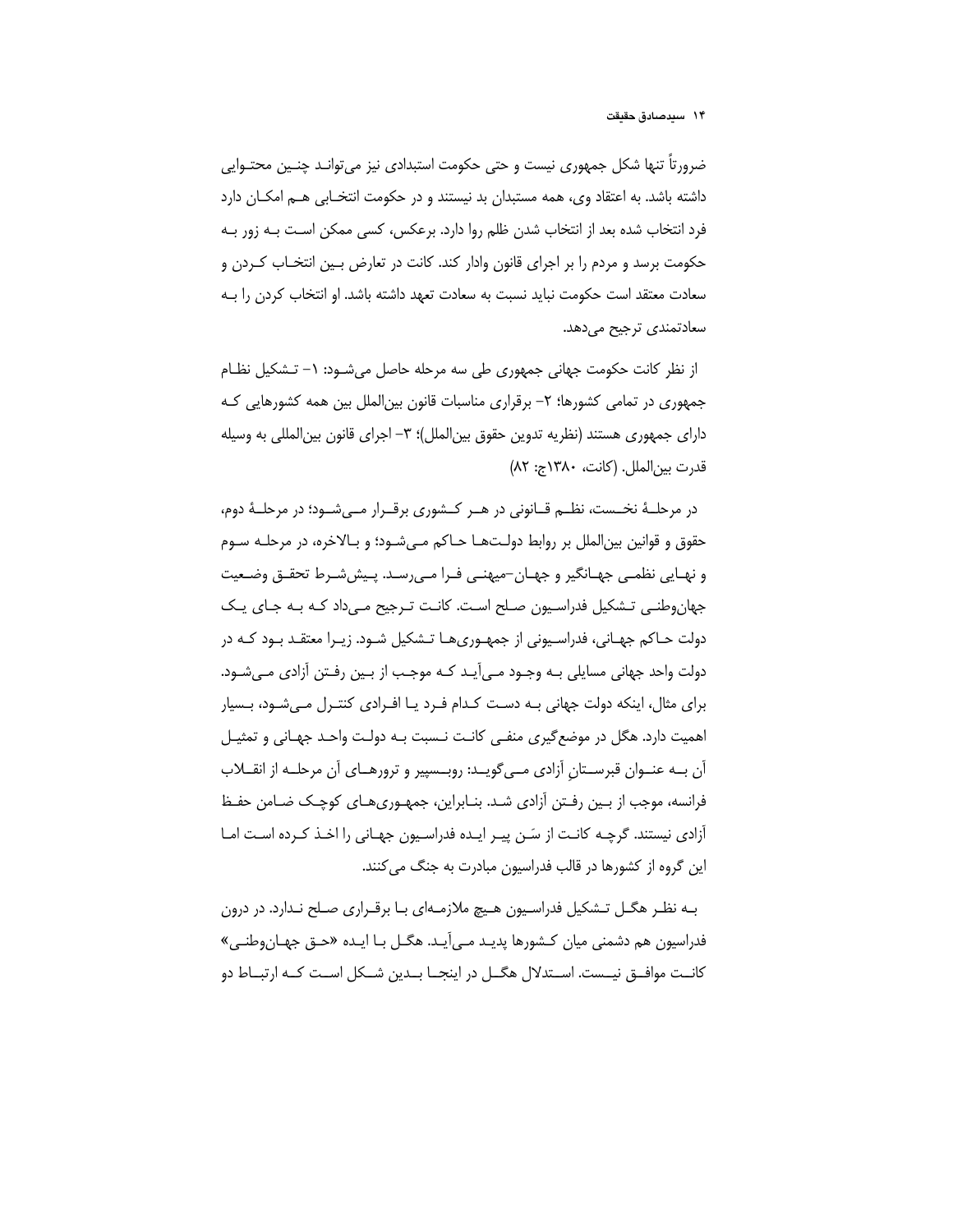ضرورتاً تنها شکل جمهوری نیست و حتی حکومت استبدادی نیز می‌تواند چنین محتوایی داشته باشد. به اعتقاد وی، همه مستبدان بد نیستند و در حکومت انتخابی هم امکان دارد فرد انتخاب شده بعد از انتخاب شدن ظلم روا دارد. برعکس، کسی ممکن است به زور به حکومت برسد و مردم را بر اجرای قانون وادار کند. کانت در تعارض بین انتخاب کردن و سعادت معتقد است حکومت نباید نسبت به سعادت تعهد داشته باشد. او انتخاب کردن را به سعادتمندی ترجیح می‌دهد.

از نظر کانت حکومت جهانی جمهوری طی سه مرحله حاصل می‌شود: ۱- تشکیل نظام جمهوری در تمامی کشورها؛ ۲- برقراری مناسبات قانون بین‌الملل بین همه کشورهایی که دارای جمهوری هستند (نظریه تدوین حقوق بین‌الملل)؛ ۳- اجرای قانون بین‌المللی به وسیله قدرت بین‌الملل. (کانت، ۱۳۸۰ج: ۸۲)

در مرحلهٔ نخست، نظم قانونی در هر کشوری برقرار می‌شود؛ در مرحلهٔ دوم، حقوق و قوانین بین‌الملل بر روابط دولت‌ها حاکم می‌شود؛ و بالاخره، در مرحله سوم و نهایی نظمی جهانگیر و جهان-میهنی فرا می‌رسد. پیش‌شرط تحقق وضعیت جهان‌وطنی تشکیل فدراسیون صلح است. کانت ترجیح می‌داد که به جای یک دولت حاکم جهانی، فدراسیونی از جمهوری‌ها تشکیل شود. زیرا معتقد بود که در دولت واحد جهانی مسایلی به وجود می‌آید که موجب از بین رفتن آزادی می‌شود. برای مثال، اینکه دولت جهانی به دست کدام فرد یا افرادی کنترل می‌شود، بسیار اهمیت دارد. هگل در موضع‌گیری منفی کانت نسبت به دولت واحد جهانی و تمثیل آن به عنوان قبرستانِ آزادی می‌گوید: روبسپیر و ترورهای آن مرحله از انقلاب فرانسه، موجب از بین رفتن آزادی شد. بنابراین، جمهوری‌های کوچک ضامن حفظ آزادی نیستند. گرچه کانت از سَن پیر ایده فدراسیون جهانی را اخذ کرده است اما این گروه از کشورها در قالب فدراسیون مبادرت به جنگ می‌کنند.

به نظر هگل تشکیل فدراسیون هیچ ملازمه‌ای با برقراری صلح ندارد. در درون فدراسیون هم دشمنی میان کشورها پدید می‌آید. هگل با ایده «حق جهان‌وطنی» کانت موافق نیست. استدلال هگل در اینجا بدین شکل است که ارتباط دو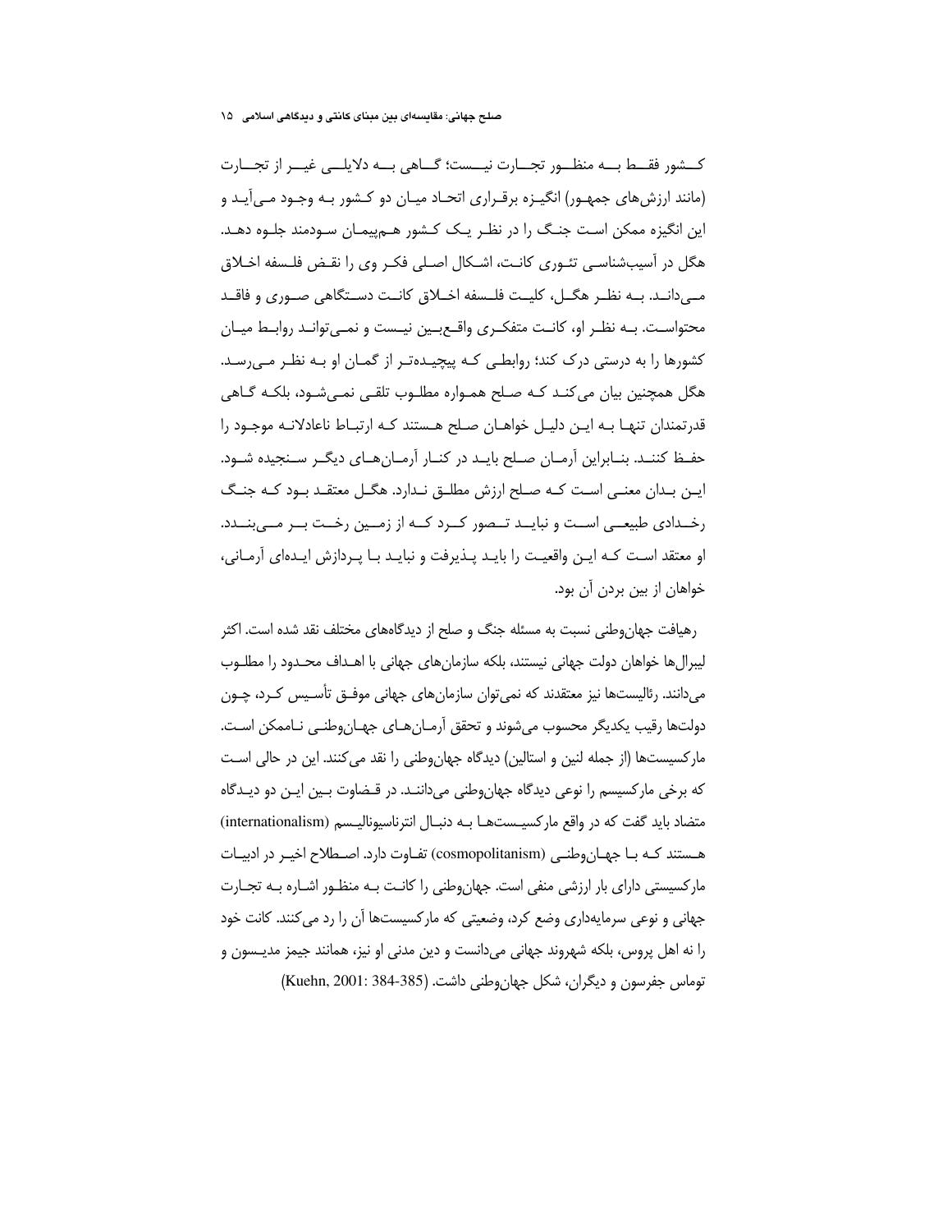کشور فقط به منظور تجارت نیست؛ گاهی به دلایلی غیر از تجارت (مانند ارزش‌های جمهور) انگیزه برقراری اتحاد میان دو کشور به وجود می‌آید و این انگیزه ممکن است جنگ را در نظر یک کشور هم‌پیمان سودمند جلوه دهد. هگل در آسیب‌شناسی تئوری کانت، اشکال اصلی فکر وی را نقض فلسفه اخلاق می‌داند. به نظر هگل، کلیت فلسفه اخلاق کانت دستگاهی صوری و فاقد محتواست. به نظر او، کانت متفکری واقع‌بین نیست و نمی‌تواند روابط میان کشورها را به درستی درک کند؛ روابطی که پیچیده‌تر از گمان او به نظر می‌رسد. هگل همچنین بیان می‌کند که صلح همواره مطلوب تلقی نمی‌شود، بلکه گاهی قدرتمندان تنها به این دلیل خواهان صلح هستند که ارتباط ناعادلانه موجود را حفظ کنند. بنابراین آرمان صلح باید در کنار آرمان‌های دیگر سنجیده شود. این بدان معنی است که صلح ارزش مطلق ندارد. هگل معتقد بود که جنگ رخدادی طبیعی است و نباید تصور کرد که از زمین رخت بر می‌بندد. او معتقد است که این واقعیت را باید پذیرفت و نباید با پردازش ایده‌ای آرمانی، خواهان از بین بردن آن بود.

رهیافت جهان‌وطنی نسبت به مسئله جنگ و صلح از دیدگاه‌های مختلف نقد شده است. اکثر لیبرال‌ها خواهان دولت جهانی نیستند، بلکه سازمان‌های جهانی با اهداف محدود را مطلوب می‌دانند. رئالیست‌ها نیز معتقدند که نمی‌توان سازمان‌های جهانی موفق تأسیس کرد، چون دولت‌ها رقیب یکدیگر محسوب می‌شوند و تحقق آرمان‌های جهان‌وطنی ناممکن است. مارکسیست‌ها (از جمله لنین و استالین) دیدگاه جهان‌وطنی را نقد می‌کنند. این در حالی است که برخی مارکسیسم را نوعی دیدگاه جهان‌وطنی می‌دانند. در قضاوت بین این دو دیدگاه متضاد باید گفت که در واقع مارکسیست‌ها به دنبال انترناسیونالیسم (internationalism) هستند که با جهان‌وطنی (cosmopolitanism) تفاوت دارد. اصطلاح اخیر در ادبیات مارکسیستی دارای بار ارزشی منفی است. جهان‌وطنی را کانت به منظور اشاره به تجارت جهانی و نوعی سرمایه‌داری وضع کرد، وضعیتی که مارکسیست‌ها آن را رد می‌کنند. کانت خود را نه اهل پروس، بلکه شهروند جهانی می‌دانست و دین مدنی او نیز، همانند جیمز مدیسون و توماس جفرسون و دیگران، شکل جهان‌وطنی داشت. (Kuehn, 2001: 384-385)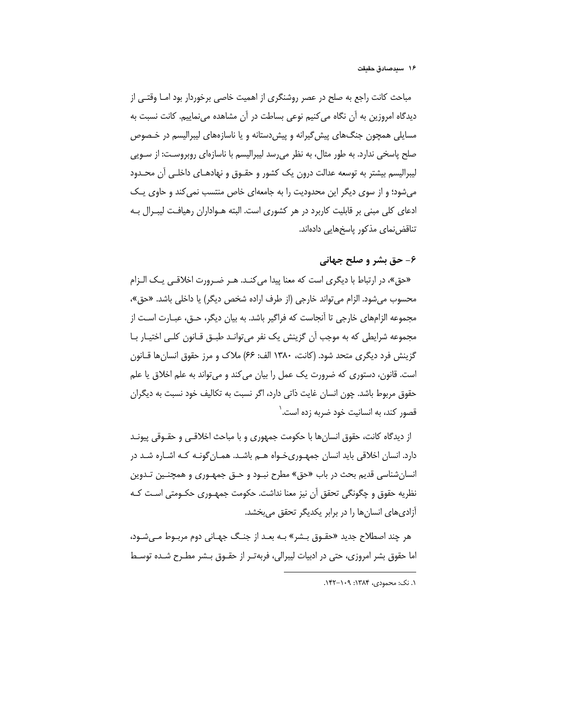مباحث کانت راجع به صلح در عصر روشنگری از اهمیت خاصی برخوردار بود اما وقتی از دیدگاه امروزین به آن نگاه می‌کنیم نوعی بساطت در آن مشاهده می‌نماییم. کانت نسبت به مسایلی همچون جنگ‌های پیش‌گیرانه و پیش‌دستانه و یا ناسازه‌های لیبرالیسم در خصوص صلح پاسخی ندارد. به طور مثال، به نظر می‌رسد لیبرالیسم با ناسازه‌ای روبروست: از سویی لیبرالیسم بیشتر به توسعه عدالت درون یک کشور و حقوق و نهادهای داخلی آن محدود می‌شود؛ و از سوی دیگر این محدودیت را به جامعه‌ای خاص منتسب نمی‌کند و حاوی یک ادعای کلی مبنی بر قابلیت کاربرد در هر کشوری است. البته هواداران رهیافت لیبرال به تناقض‌نمای مذکور پاسخ‌هایی داده‌اند.

## ۶- حق بشر و صلح جهانی

«حق»، در ارتباط با دیگری است که معنا پیدا می‌کند. هر ضرورت اخلاقی یک الزام محسوب می‌شود. الزام می‌تواند خارجی (از طرف اراده شخص دیگر) یا داخلی باشد. «حق»، مجموعه الزام‌های خارجی تا آنجاست که فراگیر باشد. به بیان دیگر، حق، عبارت است از مجموعه شرایطی که به موجب آن گزینش یک نفر می‌تواند طبق قانون کلی اختیار با گزینش فرد دیگری متحد شود. (کانت، ۱۳۸۰ الف: ۶۶) ملاک و مرز حقوق انسان‌ها قانون است. قانون، دستوری که ضرورت یک عمل را بیان می‌کند و می‌تواند به علم اخلاق یا علم حقوق مربوط باشد. چون انسان غایت ذاتی دارد، اگر نسبت به تکالیف خود نسبت به دیگران قصور کند، به انسانیت خود ضربه زده است.[۱]

از دیدگاه کانت، حقوق انسان‌ها با حکومت جمهوری و با مباحث اخلاقی و حقوقی پیوند دارد. انسان اخلاقی باید انسان جمهوری‌خواه هم باشد. همان‌گونه که اشاره شد در انسان‌شناسی قدیم بحث در باب «حق» مطرح نبود و حق جمهوری و همچنین تدوین نظریه حقوق و چگونگی تحقق آن نیز معنا نداشت. حکومت جمهوری حکومتی است که آزادی‌های انسان‌ها را در برابر یکدیگر تحقق می‌بخشد.

هر چند اصطلاح جدید «حقوق بشر» به بعد از جنگ جهانی دوم مربوط می‌شود، اما حقوق بشر امروزی، حتی در ادبیات لیبرالی، فربه‌تر از حقوق بشر مطرح شده توسط

---

۱. نک: محمودی، ۱۳۸۴: ۱۰۹-۱۴۲.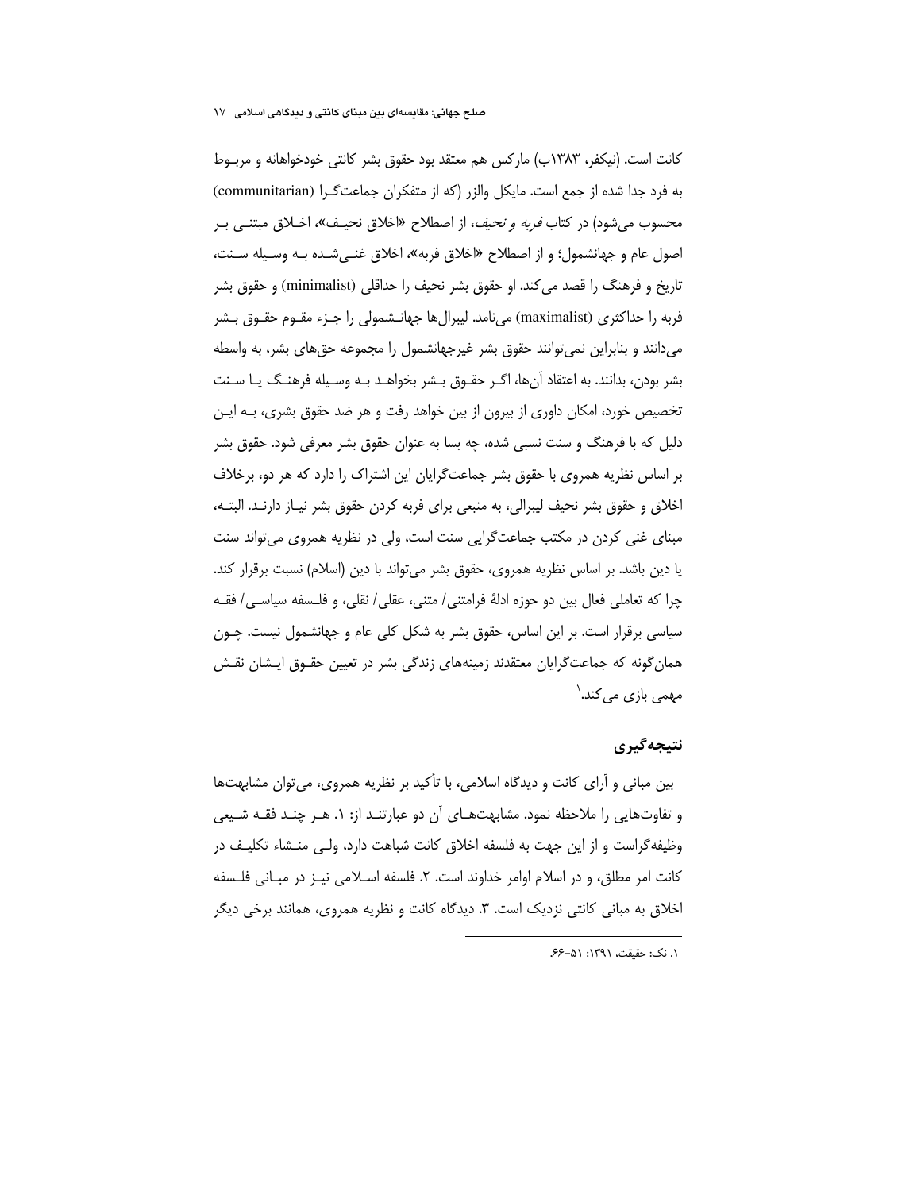کانت است. (نیکفر، ۱۳۸۳ب) مارکس هم معتقد بود حقوق بشر کانتی خودخواهانه و مربوط به فرد جدا شده از جمع است. مایکل والزر (که از متفکران جماعت‌گرا (communitarian) محسوب می‌شود) در کتاب *فربه و نحیف*، از اصطلاح «اخلاق نحیف»، اخلاق مبتنی بر اصول عام و جهانشمول؛ و از اصطلاح «اخلاق فربه»، اخلاق غنی‌شده به وسیله سنت، تاریخ و فرهنگ را قصد می‌کند. او حقوق بشر نحیف را حداقلی (minimalist) و حقوق بشر فربه را حداکثری (maximalist) می‌نامد. لیبرال‌ها جهانشمولی را جزء مقوم حقوق بشر می‌دانند و بنابراین نمی‌توانند حقوق بشر غیرجهانشمول را مجموعه حق‌های بشر، به واسطه بشر بودن، بدانند. به اعتقاد آن‌ها، اگر حقوق بشر بخواهد به وسیله فرهنگ یا سنت تخصیص خورد، امکان داوری از بیرون از بین خواهد رفت و هر ضد حقوق بشری، به این دلیل که با فرهنگ و سنت نسبی شده، چه بسا به عنوان حقوق بشر معرفی شود. حقوق بشر بر اساس نظریه همروی با حقوق بشر جماعت‌گرایان این اشتراک را دارد که هر دو، برخلاف اخلاق و حقوق بشر نحیف لیبرالی، به منبعی برای فربه کردن حقوق بشر نیاز دارند. البته، مبنای غنی کردن در مکتب جماعت‌گرایی سنت است، ولی در نظریه همروی می‌تواند سنت یا دین باشد. بر اساس نظریه همروی، حقوق بشر می‌تواند با دین (اسلام) نسبت برقرار کند. چرا که تعاملی فعال بین دو حوزه ادلهٔ فرامتنی/ متنی، عقلی/ نقلی، و فلسفه سیاسی/ فقه سیاسی برقرار است. بر این اساس، حقوق بشر به شکل کلی عام و جهانشمول نیست. چون همان‌گونه که جماعت‌گرایان معتقدند زمینه‌های زندگی بشر در تعیین حقوق ایشان نقش مهمی بازی می‌کند.[1]

## نتیجه‌گیری

بین مبانی و آرای کانت و دیدگاه اسلامی، با تأکید بر نظریه همروی، می‌توان مشابهت‌ها و تفاوت‌هایی را ملاحظه نمود. مشابهت‌های آن دو عبارتند از: ۱. هر چند فقه شیعی وظیفه‌گراست و از این جهت به فلسفه اخلاق کانت شباهت دارد، ولی منشاء تکلیف در کانت امر مطلق، و در اسلام اوامر خداوند است. ۲. فلسفه اسلامی نیز در مبانی فلسفه اخلاق به مبانی کانتی نزدیک است. ۳. دیدگاه کانت و نظریه همروی، همانند برخی دیگر

---

۱. نک: حقیقت، ۱۳۹۱: ۵۱-۶۶.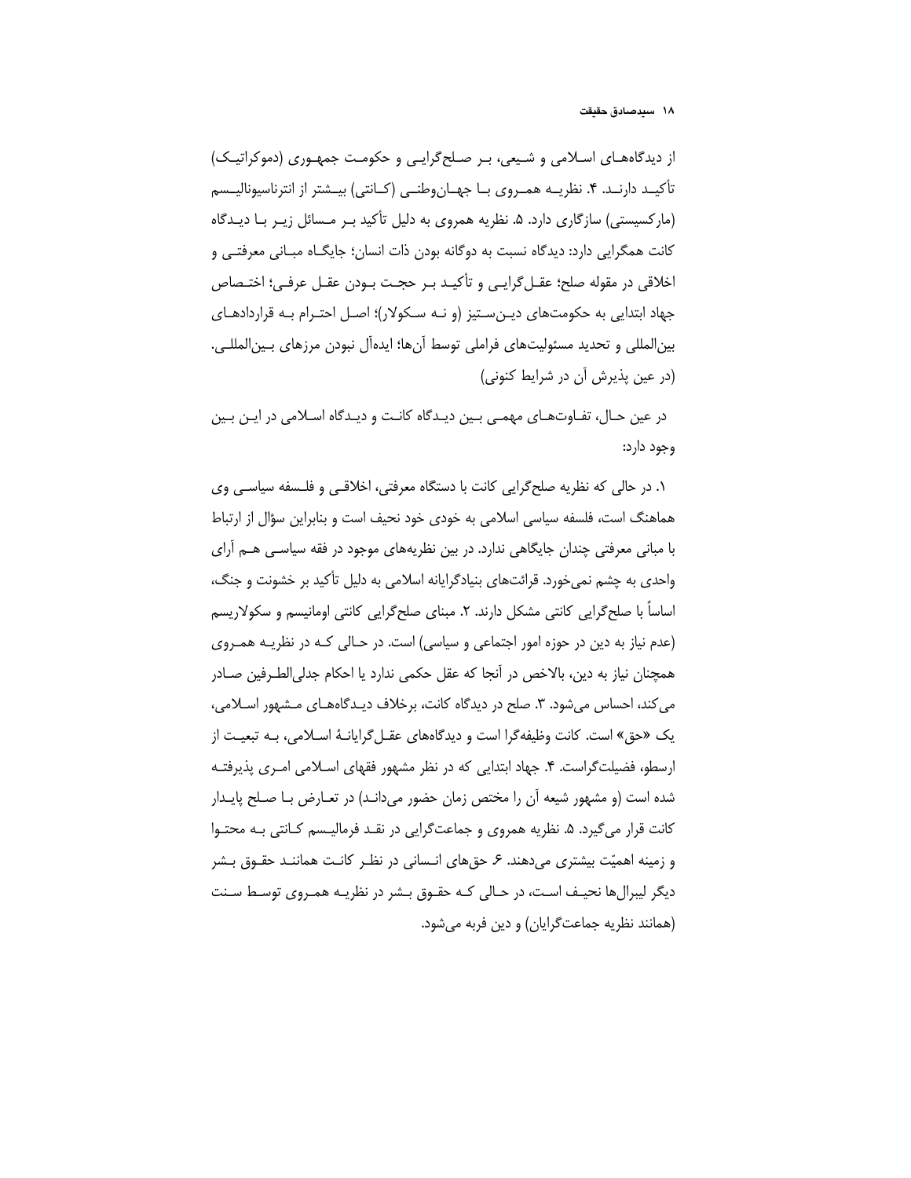از دیدگاه‌های اسلامی و شیعی، بر صلح‌گرایی و حکومت جمهوری (دموکراتیک) تأکید دارند. ۴. نظریه همروی با جهان‌وطنی (کانتی) بیشتر از انترناسیونالیسم (مارکسیستی) سازگاری دارد. ۵. نظریه همروی به دلیل تأکید بر مسائل زیر با دیدگاه کانت همگرایی دارد: دیدگاه نسبت به دوگانه بودن ذات انسان؛ جایگاه مبانی معرفتی و اخلاقی در مقوله صلح؛ عقل‌گرایی و تأکید بر حجت بودن عقل عرفی؛ اختصاص جهاد ابتدایی به حکومت‌های دین‌ستیز (و نه سکولار)؛ اصل احترام به قراردادهای بین‌المللی و تحدید مسئولیت‌های فراملی توسط آن‌ها؛ ایده‌آل نبودن مرزهای بین‌المللی. (در عین پذیرش آن در شرایط کنونی)

در عین حال، تفاوت‌های مهمی بین دیدگاه کانت و دیدگاه اسلامی در این بین وجود دارد:

۱. در حالی که نظریه صلح‌گرایی کانت با دستگاه معرفتی، اخلاقی و فلسفه سیاسی وی هماهنگ است، فلسفه سیاسی اسلامی به خودی خود نحیف است و بنابراین سؤال از ارتباط با مبانی معرفتی چندان جایگاهی ندارد. در بین نظریه‌های موجود در فقه سیاسی هم آرای واحدی به چشم نمی‌خورد. قرائت‌های بنیادگرایانه اسلامی به دلیل تأکید بر خشونت و جنگ، اساساً با صلح‌گرایی کانتی مشکل دارند. ۲. مبنای صلح‌گرایی کانتی اومانیسم و سکولاریسم (عدم نیاز به دین در حوزه امور اجتماعی و سیاسی) است. در حالی که در نظریه همروی همچنان نیاز به دین، بالاخص در آنجا که عقل حکمی ندارد یا احکام جدلی‌الطرفین صادر می‌کند، احساس می‌شود. ۳. صلح در دیدگاه کانت، برخلاف دیدگاه‌های مشهور اسلامی، یک «حق» است. کانت وظیفه‌گرا است و دیدگاه‌های عقل‌گرایانهٔ اسلامی، به تبعیت از ارسطو، فضیلت‌گراست. ۴. جهاد ابتدایی که در نظر مشهور فقهای اسلامی امری پذیرفته شده است (و مشهور شیعه آن را مختص زمان حضور می‌دانند) در تعارض با صلح پایدار کانت قرار می‌گیرد. ۵. نظریه همروی و جماعت‌گرایی در نقد فرمالیسم کانتی به محتوا و زمینه اهمیّت بیشتری می‌دهند. ۶. حق‌های انسانی در نظر کانت همانند حقوق بشر دیگر لیبرال‌ها نحیف است، در حالی که حقوق بشر در نظریه همروی توسط سنت (همانند نظریه جماعت‌گرایان) و دین فربه می‌شود.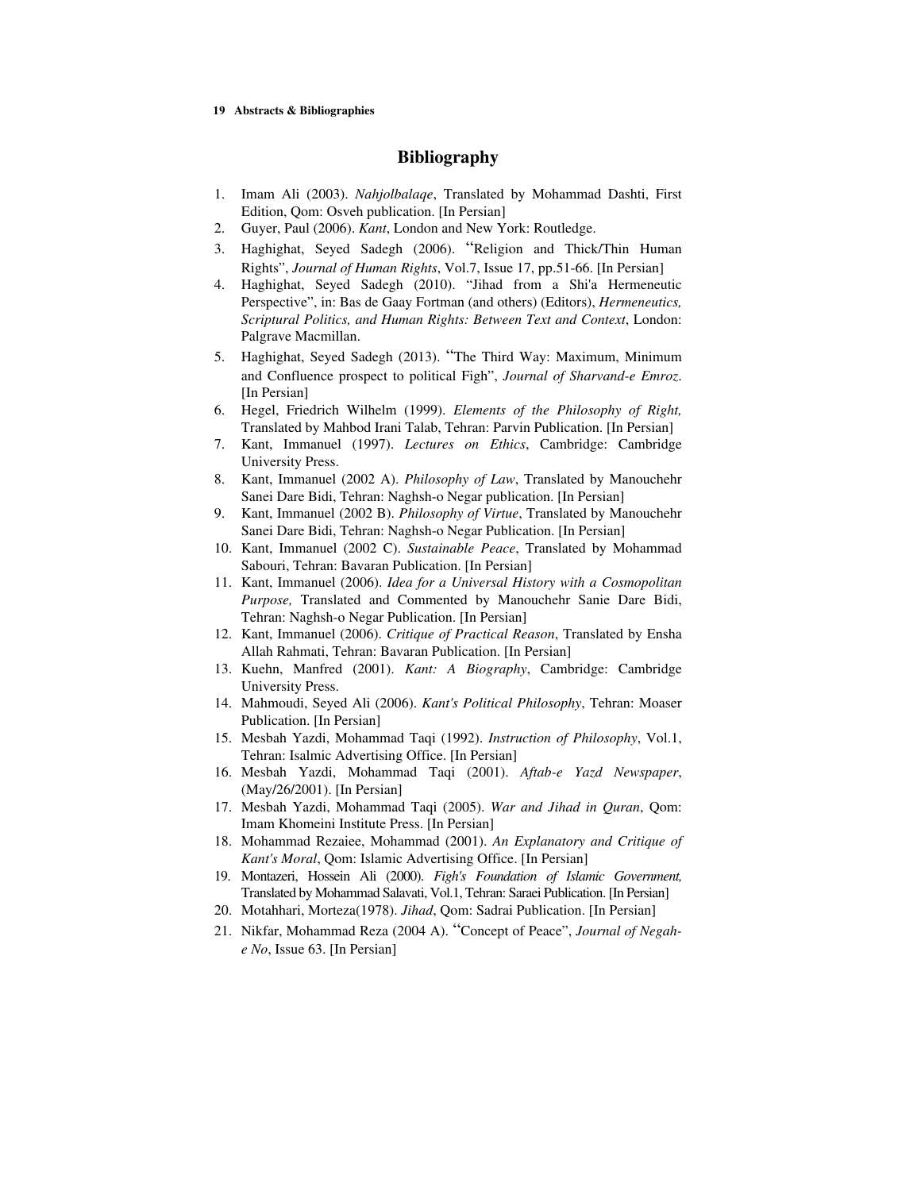## Bibliography

1. Imam Ali (2003). *Nahjolbalaqe*, Translated by Mohammad Dashti, First Edition, Qom: Osveh publication. [In Persian]
2. Guyer, Paul (2006). *Kant*, London and New York: Routledge.
3. Haghighat, Seyed Sadegh (2006). "Religion and Thick/Thin Human Rights", *Journal of Human Rights*, Vol.7, Issue 17, pp.51-66. [In Persian]
4. Haghighat, Seyed Sadegh (2010). "Jihad from a Shi'a Hermeneutic Perspective", in: Bas de Gaay Fortman (and others) (Editors), *Hermeneutics, Scriptural Politics, and Human Rights: Between Text and Context*, London: Palgrave Macmillan.
5. Haghighat, Seyed Sadegh (2013). "The Third Way: Maximum, Minimum and Confluence prospect to political Figh", *Journal of Sharvand-e Emroz*. [In Persian]
6. Hegel, Friedrich Wilhelm (1999). *Elements of the Philosophy of Right,* Translated by Mahbod Irani Talab, Tehran: Parvin Publication. [In Persian]
7. Kant, Immanuel (1997). *Lectures on Ethics*, Cambridge: Cambridge University Press.
8. Kant, Immanuel (2002 A). *Philosophy of Law*, Translated by Manouchehr Sanei Dare Bidi, Tehran: Naghsh-o Negar publication. [In Persian]
9. Kant, Immanuel (2002 B). *Philosophy of Virtue*, Translated by Manouchehr Sanei Dare Bidi, Tehran: Naghsh-o Negar Publication. [In Persian]
10. Kant, Immanuel (2002 C). *Sustainable Peace*, Translated by Mohammad Sabouri, Tehran: Bavaran Publication. [In Persian]
11. Kant, Immanuel (2006). *Idea for a Universal History with a Cosmopolitan Purpose,* Translated and Commented by Manouchehr Sanie Dare Bidi, Tehran: Naghsh-o Negar Publication. [In Persian]
12. Kant, Immanuel (2006). *Critique of Practical Reason*, Translated by Ensha Allah Rahmati, Tehran: Bavaran Publication. [In Persian]
13. Kuehn, Manfred (2001). *Kant: A Biography*, Cambridge: Cambridge University Press.
14. Mahmoudi, Seyed Ali (2006). *Kant's Political Philosophy*, Tehran: Moaser Publication. [In Persian]
15. Mesbah Yazdi, Mohammad Taqi (1992). *Instruction of Philosophy*, Vol.1, Tehran: Isalmic Advertising Office. [In Persian]
16. Mesbah Yazdi, Mohammad Taqi (2001). *Aftab-e Yazd Newspaper*, (May/26/2001). [In Persian]
17. Mesbah Yazdi, Mohammad Taqi (2005). *War and Jihad in Quran*, Qom: Imam Khomeini Institute Press. [In Persian]
18. Mohammad Rezaiee, Mohammad (2001). *An Explanatory and Critique of Kant's Moral*, Qom: Islamic Advertising Office. [In Persian]
19. Montazeri, Hossein Ali (2000). *Figh's Foundation of Islamic Government,* Translated by Mohammad Salavati, Vol.1, Tehran: Saraei Publication. [In Persian]
20. Motahhari, Morteza(1978). *Jihad*, Qom: Sadrai Publication. [In Persian]
21. Nikfar, Mohammad Reza (2004 A). "Concept of Peace", *Journal of Negah-e No*, Issue 63. [In Persian]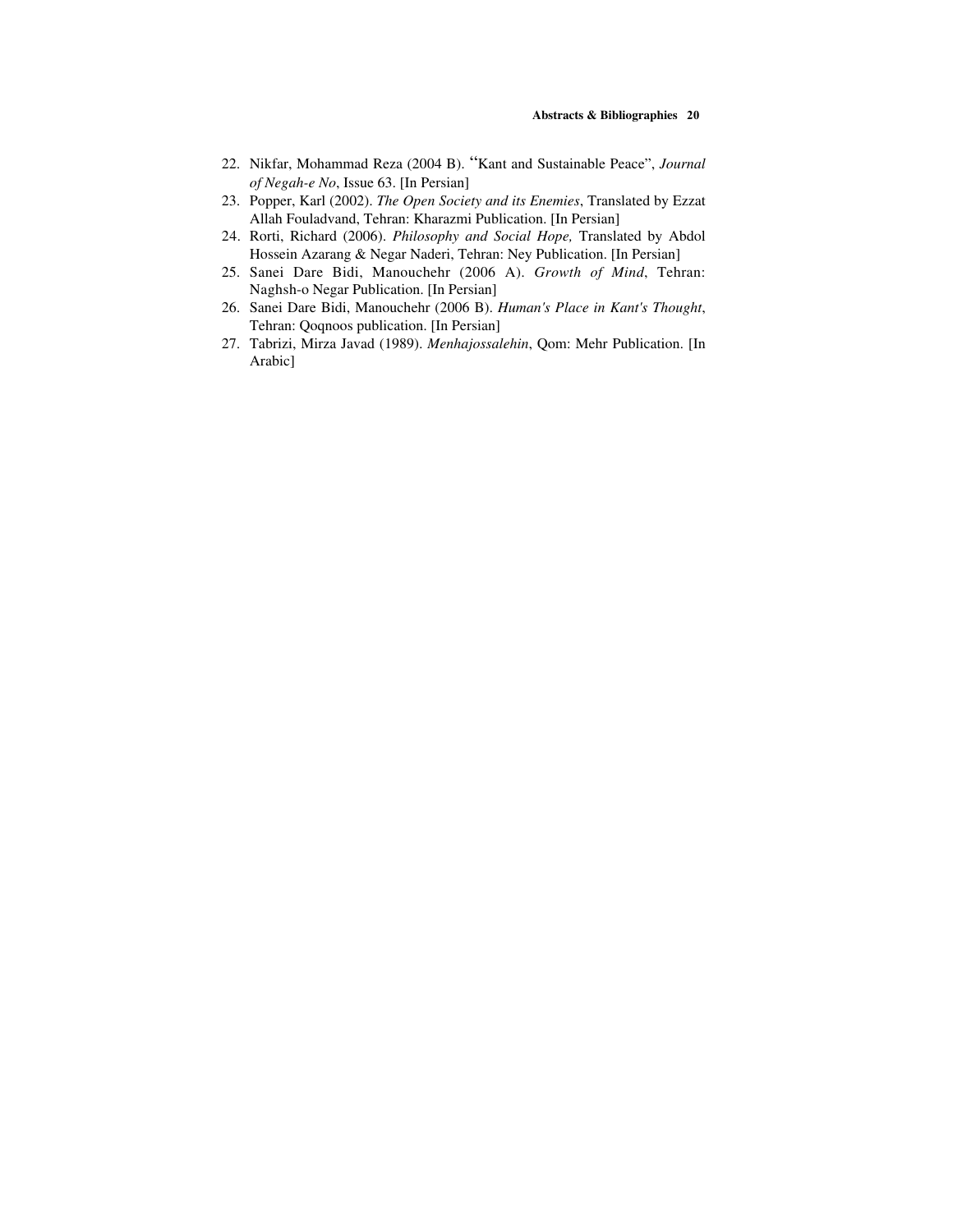22. Nikfar, Mohammad Reza (2004 B). "Kant and Sustainable Peace", *Journal of Negah-e No*, Issue 63. [In Persian]
23. Popper, Karl (2002). *The Open Society and its Enemies*, Translated by Ezzat Allah Fouladvand, Tehran: Kharazmi Publication. [In Persian]
24. Rorti, Richard (2006). *Philosophy and Social Hope,* Translated by Abdol Hossein Azarang & Negar Naderi, Tehran: Ney Publication. [In Persian]
25. Sanei Dare Bidi, Manouchehr (2006 A). *Growth of Mind*, Tehran: Naghsh-o Negar Publication. [In Persian]
26. Sanei Dare Bidi, Manouchehr (2006 B). *Human's Place in Kant's Thought*, Tehran: Qoqnoos publication. [In Persian]
27. Tabrizi, Mirza Javad (1989). *Menhajossalehin*, Qom: Mehr Publication. [In Arabic]